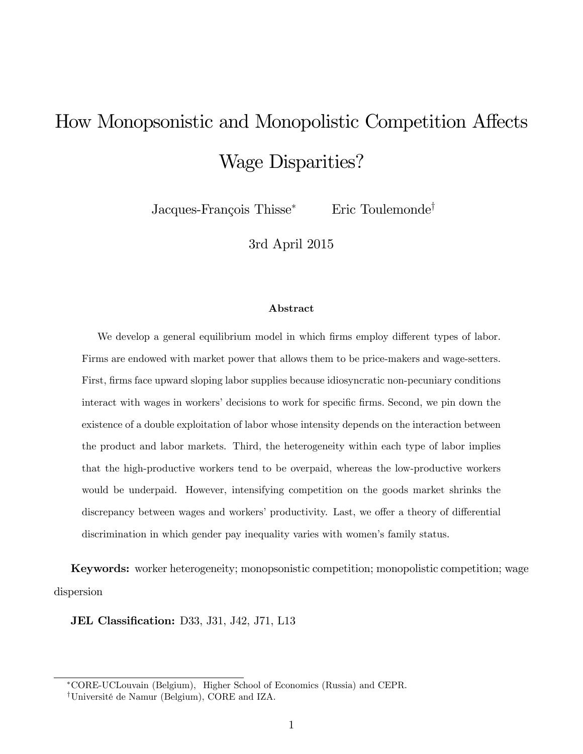# How Monopsonistic and Monopolistic Competition Affects Wage Disparities?

Jacques-François Thisse[*] Eric Toulemonde[†]

3rd April 2015

### Abstract

We develop a general equilibrium model in which firms employ different types of labor. Firms are endowed with market power that allows them to be price-makers and wage-setters. First, firms face upward sloping labor supplies because idiosyncratic non-pecuniary conditions interact with wages in workers' decisions to work for specific firms. Second, we pin down the existence of a double exploitation of labor whose intensity depends on the interaction between the product and labor markets. Third, the heterogeneity within each type of labor implies that the high-productive workers tend to be overpaid, whereas the low-productive workers would be underpaid. However, intensifying competition on the goods market shrinks the discrepancy between wages and workers' productivity. Last, we offer a theory of differential discrimination in which gender pay inequality varies with women's family status.

**Keywords:** worker heterogeneity; monopsonistic competition; monopolistic competition; wage dispersion

**JEL Classification:** D33, J31, J42, J71, L13

---

[*] CORE-UCLouvain (Belgium), Higher School of Economics (Russia) and CEPR.

[†] Université de Namur (Belgium), CORE and IZA.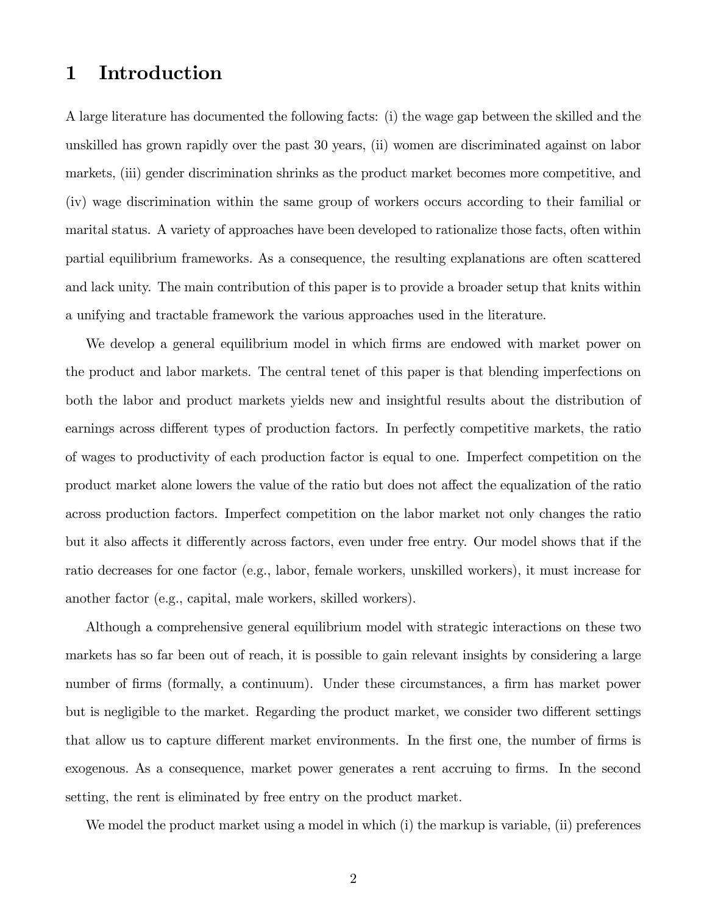# 1 Introduction

A large literature has documented the following facts: (i) the wage gap between the skilled and the unskilled has grown rapidly over the past 30 years, (ii) women are discriminated against on labor markets, (iii) gender discrimination shrinks as the product market becomes more competitive, and (iv) wage discrimination within the same group of workers occurs according to their familial or marital status. A variety of approaches have been developed to rationalize those facts, often within partial equilibrium frameworks. As a consequence, the resulting explanations are often scattered and lack unity. The main contribution of this paper is to provide a broader setup that knits within a unifying and tractable framework the various approaches used in the literature.

We develop a general equilibrium model in which firms are endowed with market power on the product and labor markets. The central tenet of this paper is that blending imperfections on both the labor and product markets yields new and insightful results about the distribution of earnings across different types of production factors. In perfectly competitive markets, the ratio of wages to productivity of each production factor is equal to one. Imperfect competition on the product market alone lowers the value of the ratio but does not affect the equalization of the ratio across production factors. Imperfect competition on the labor market not only changes the ratio but it also affects it differently across factors, even under free entry. Our model shows that if the ratio decreases for one factor (e.g., labor, female workers, unskilled workers), it must increase for another factor (e.g., capital, male workers, skilled workers).

Although a comprehensive general equilibrium model with strategic interactions on these two markets has so far been out of reach, it is possible to gain relevant insights by considering a large number of firms (formally, a continuum). Under these circumstances, a firm has market power but is negligible to the market. Regarding the product market, we consider two different settings that allow us to capture different market environments. In the first one, the number of firms is exogenous. As a consequence, market power generates a rent accruing to firms. In the second setting, the rent is eliminated by free entry on the product market.

We model the product market using a model in which (i) the markup is variable, (ii) preferences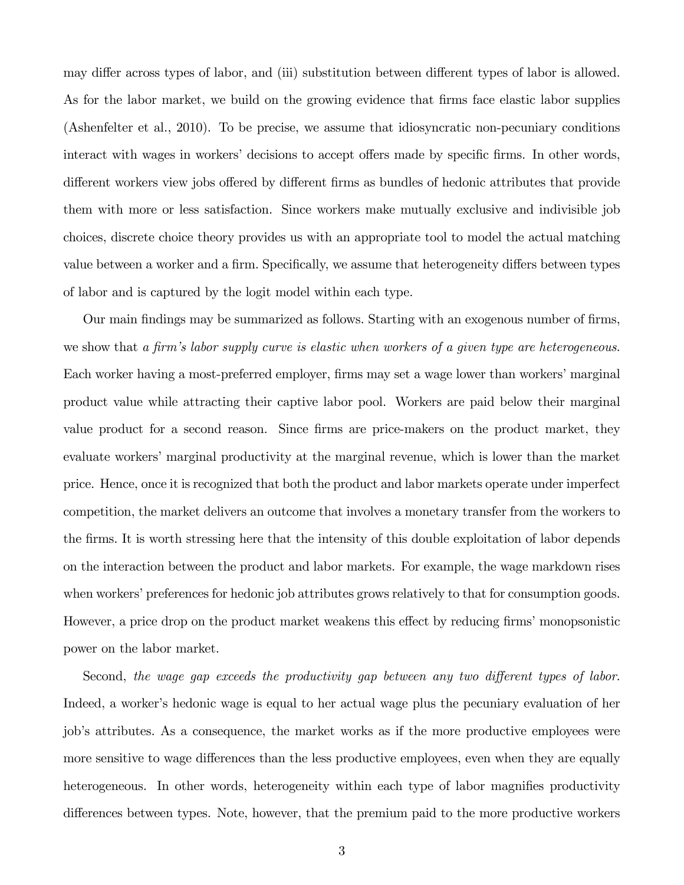may differ across types of labor, and (iii) substitution between different types of labor is allowed. As for the labor market, we build on the growing evidence that firms face elastic labor supplies (Ashenfelter et al., 2010). To be precise, we assume that idiosyncratic non-pecuniary conditions interact with wages in workers' decisions to accept offers made by specific firms. In other words, different workers view jobs offered by different firms as bundles of hedonic attributes that provide them with more or less satisfaction. Since workers make mutually exclusive and indivisible job choices, discrete choice theory provides us with an appropriate tool to model the actual matching value between a worker and a firm. Specifically, we assume that heterogeneity differs between types of labor and is captured by the logit model within each type.

Our main findings may be summarized as follows. Starting with an exogenous number of firms, we show that *a firm's labor supply curve is elastic when workers of a given type are heterogeneous.* Each worker having a most-preferred employer, firms may set a wage lower than workers' marginal product value while attracting their captive labor pool. Workers are paid below their marginal value product for a second reason. Since firms are price-makers on the product market, they evaluate workers' marginal productivity at the marginal revenue, which is lower than the market price. Hence, once it is recognized that both the product and labor markets operate under imperfect competition, the market delivers an outcome that involves a monetary transfer from the workers to the firms. It is worth stressing here that the intensity of this double exploitation of labor depends on the interaction between the product and labor markets. For example, the wage markdown rises when workers' preferences for hedonic job attributes grows relatively to that for consumption goods. However, a price drop on the product market weakens this effect by reducing firms' monopsonistic power on the labor market.

Second, *the wage gap exceeds the productivity gap between any two different types of labor.* Indeed, a worker's hedonic wage is equal to her actual wage plus the pecuniary evaluation of her job's attributes. As a consequence, the market works as if the more productive employees were more sensitive to wage differences than the less productive employees, even when they are equally heterogeneous. In other words, heterogeneity within each type of labor magnifies productivity differences between types. Note, however, that the premium paid to the more productive workers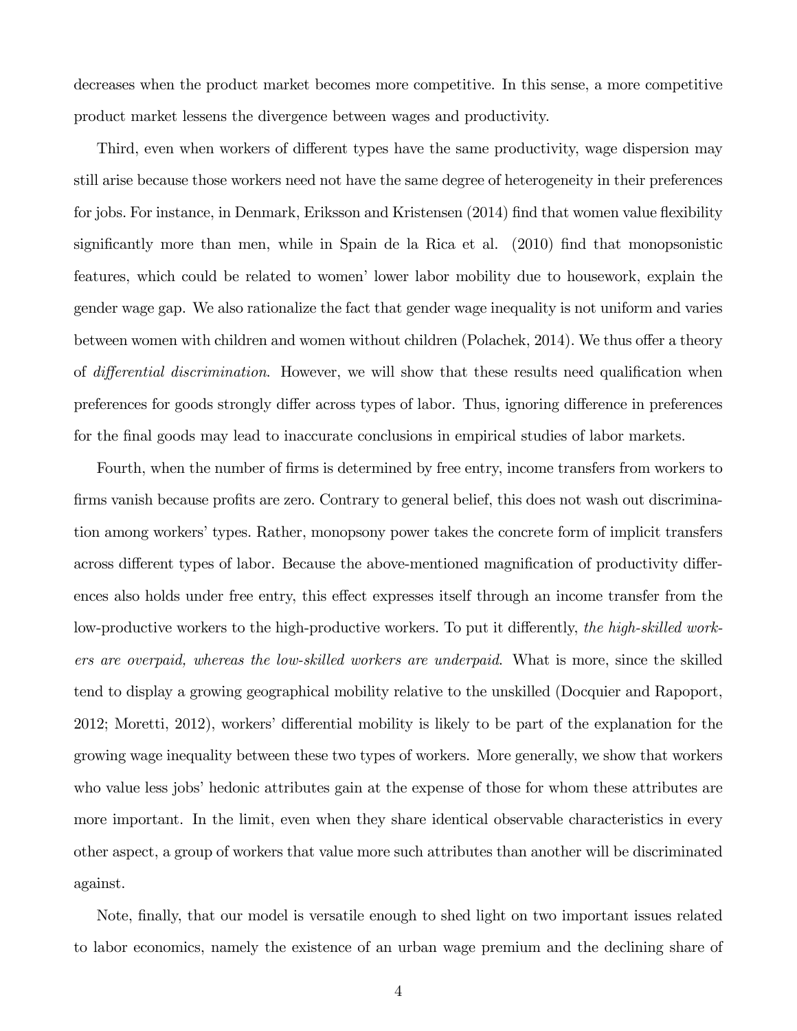decreases when the product market becomes more competitive. In this sense, a more competitive product market lessens the divergence between wages and productivity.

Third, even when workers of different types have the same productivity, wage dispersion may still arise because those workers need not have the same degree of heterogeneity in their preferences for jobs. For instance, in Denmark, Eriksson and Kristensen (2014) find that women value flexibility significantly more than men, while in Spain de la Rica et al. (2010) find that monopsonistic features, which could be related to women' lower labor mobility due to housework, explain the gender wage gap. We also rationalize the fact that gender wage inequality is not uniform and varies between women with children and women without children (Polachek, 2014). We thus offer a theory of *differential discrimination*. However, we will show that these results need qualification when preferences for goods strongly differ across types of labor. Thus, ignoring difference in preferences for the final goods may lead to inaccurate conclusions in empirical studies of labor markets.

Fourth, when the number of firms is determined by free entry, income transfers from workers to firms vanish because profits are zero. Contrary to general belief, this does not wash out discrimination among workers' types. Rather, monopsony power takes the concrete form of implicit transfers across different types of labor. Because the above-mentioned magnification of productivity differences also holds under free entry, this effect expresses itself through an income transfer from the low-productive workers to the high-productive workers. To put it differently, *the high-skilled workers are overpaid, whereas the low-skilled workers are underpaid*. What is more, since the skilled tend to display a growing geographical mobility relative to the unskilled (Docquier and Rapoport, 2012; Moretti, 2012), workers' differential mobility is likely to be part of the explanation for the growing wage inequality between these two types of workers. More generally, we show that workers who value less jobs' hedonic attributes gain at the expense of those for whom these attributes are more important. In the limit, even when they share identical observable characteristics in every other aspect, a group of workers that value more such attributes than another will be discriminated against.

Note, finally, that our model is versatile enough to shed light on two important issues related to labor economics, namely the existence of an urban wage premium and the declining share of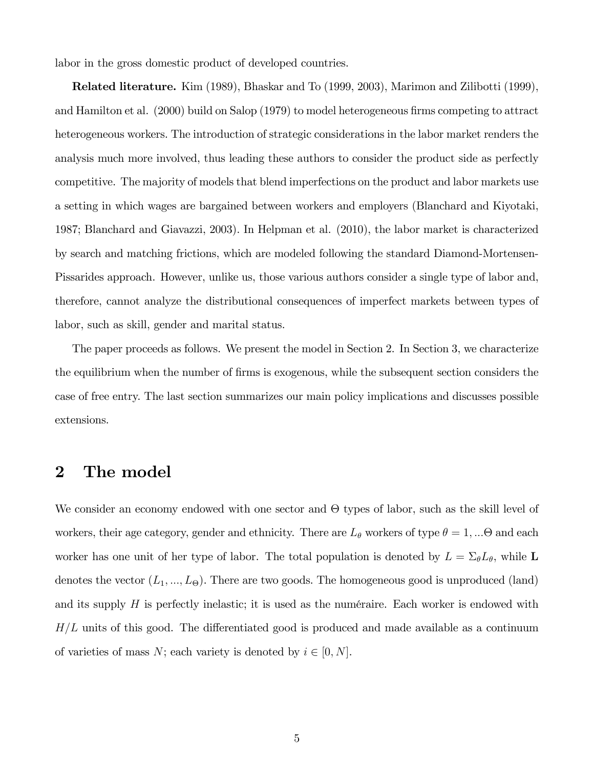labor in the gross domestic product of developed countries.

**Related literature.** Kim (1989), Bhaskar and To (1999, 2003), Marimon and Zilibotti (1999), and Hamilton et al. (2000) build on Salop (1979) to model heterogeneous firms competing to attract heterogeneous workers. The introduction of strategic considerations in the labor market renders the analysis much more involved, thus leading these authors to consider the product side as perfectly competitive. The majority of models that blend imperfections on the product and labor markets use a setting in which wages are bargained between workers and employers (Blanchard and Kiyotaki, 1987; Blanchard and Giavazzi, 2003). In Helpman et al. (2010), the labor market is characterized by search and matching frictions, which are modeled following the standard Diamond-Mortensen-Pissarides approach. However, unlike us, those various authors consider a single type of labor and, therefore, cannot analyze the distributional consequences of imperfect markets between types of labor, such as skill, gender and marital status.

The paper proceeds as follows. We present the model in Section 2. In Section 3, we characterize the equilibrium when the number of firms is exogenous, while the subsequent section considers the case of free entry. The last section summarizes our main policy implications and discusses possible extensions.

## 2 The model

We consider an economy endowed with one sector and $\Theta$ types of labor, such as the skill level of workers, their age category, gender and ethnicity. There are $L_\theta$ workers of type $\theta = 1, ...\Theta$ and each worker has one unit of her type of labor. The total population is denoted by $L = \Sigma_\theta L_\theta$, while $\mathbf{L}$ denotes the vector $(L_1, ..., L_\Theta)$. There are two goods. The homogeneous good is unproduced (land) and its supply $H$ is perfectly inelastic; it is used as the numéraire. Each worker is endowed with $H/L$ units of this good. The differentiated good is produced and made available as a continuum of varieties of mass $N$; each variety is denoted by $i \in [0, N]$.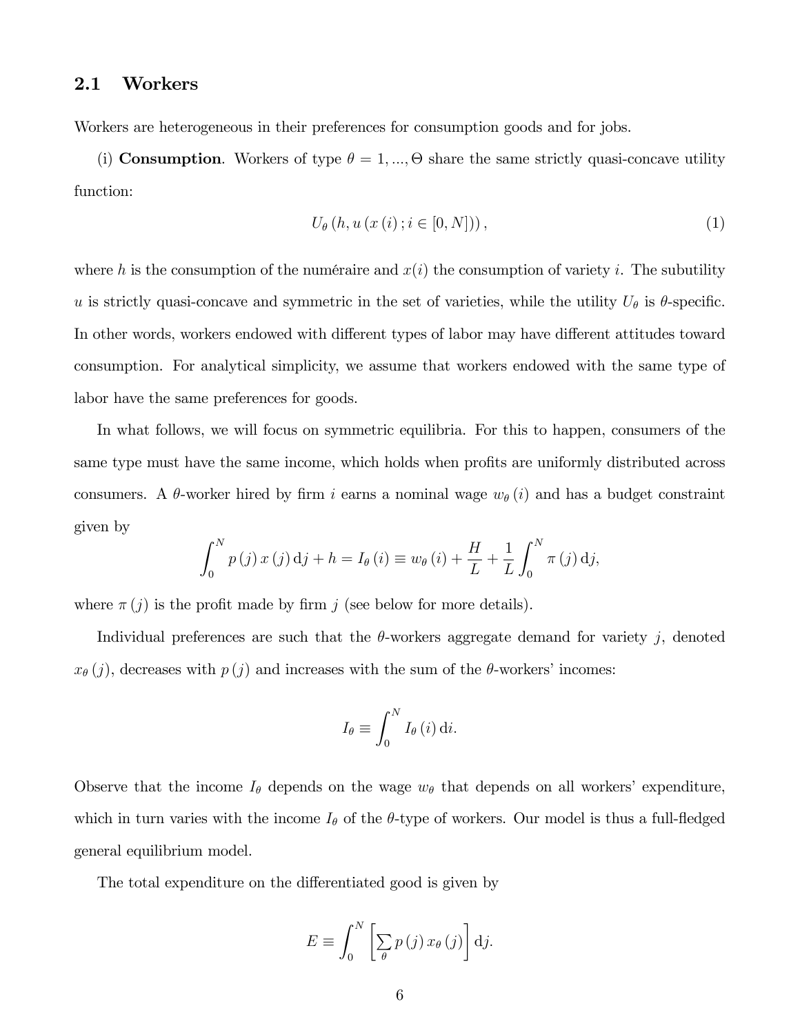## 2.1 Workers

Workers are heterogeneous in their preferences for consumption goods and for jobs.

(i) **Consumption**. Workers of type $\theta = 1, ..., \Theta$ share the same strictly quasi-concave utility function:

$$U_\theta \left(h, u\left(x\left(i\right); i \in [0, N]\right)\right), \tag{1}$$

where $h$ is the consumption of the numéraire and $x(i)$ the consumption of variety $i$. The subutility $u$ is strictly quasi-concave and symmetric in the set of varieties, while the utility $U_\theta$ is $\theta$-specific. In other words, workers endowed with different types of labor may have different attitudes toward consumption. For analytical simplicity, we assume that workers endowed with the same type of labor have the same preferences for goods.

In what follows, we will focus on symmetric equilibria. For this to happen, consumers of the same type must have the same income, which holds when profits are uniformly distributed across consumers. A $\theta$-worker hired by firm $i$ earns a nominal wage $w_\theta(i)$ and has a budget constraint given by

$$\int_0^N p(j)\, x(j)\, \mathrm{d}j + h = I_\theta(i) \equiv w_\theta(i) + \frac{H}{L} + \frac{1}{L}\int_0^N \pi(j)\, \mathrm{d}j,$$

where $\pi(j)$ is the profit made by firm $j$ (see below for more details).

Individual preferences are such that the $\theta$-workers aggregate demand for variety $j$, denoted $x_\theta(j)$, decreases with $p(j)$ and increases with the sum of the $\theta$-workers' incomes:

$$I_\theta \equiv \int_0^N I_\theta(i)\, \mathrm{d}i.$$

Observe that the income $I_\theta$ depends on the wage $w_\theta$ that depends on all workers' expenditure, which in turn varies with the income $I_\theta$ of the $\theta$-type of workers. Our model is thus a full-fledged general equilibrium model.

The total expenditure on the differentiated good is given by

$$E \equiv \int_0^N \left[\sum_\theta p(j)\, x_\theta(j)\right] \mathrm{d}j.$$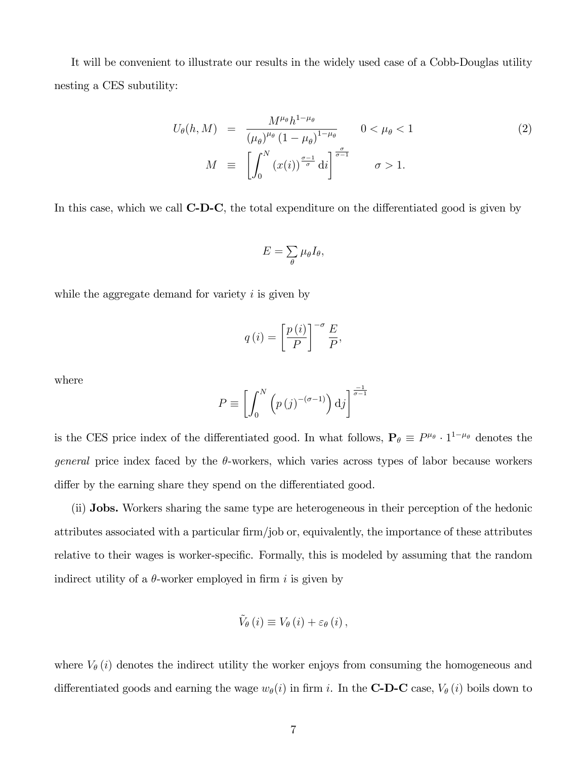It will be convenient to illustrate our results in the widely used case of a Cobb-Douglas utility nesting a CES subutility:

$$
\begin{aligned}
U_\theta(h, M) &= \frac{M^{\mu_\theta} h^{1-\mu_\theta}}{(\mu_\theta)^{\mu_\theta}(1-\mu_\theta)^{1-\mu_\theta}} \qquad 0 < \mu_\theta < 1 \\
M &\equiv \left[\int_0^N (x(i))^{\frac{\sigma-1}{\sigma}} \mathrm{d}i\right]^{\frac{\sigma}{\sigma-1}} \qquad \sigma > 1.
\end{aligned}
\tag{2}
$$

In this case, which we call **C-D-C**, the total expenditure on the differentiated good is given by

$$
E = \sum_\theta \mu_\theta I_\theta,
$$

while the aggregate demand for variety $i$ is given by

$$
q(i) = \left[\frac{p(i)}{P}\right]^{-\sigma} \frac{E}{P},
$$

where

$$
P \equiv \left[\int_0^N \left(p(j)^{-(\sigma-1)}\right) \mathrm{d}j\right]^{\frac{-1}{\sigma-1}}
$$

is the CES price index of the differentiated good. In what follows, $\mathbf{P}_\theta \equiv P^{\mu_\theta} \cdot 1^{1-\mu_\theta}$ denotes the *general* price index faced by the $\theta$-workers, which varies across types of labor because workers differ by the earning share they spend on the differentiated good.

(ii) **Jobs.** Workers sharing the same type are heterogeneous in their perception of the hedonic attributes associated with a particular firm/job or, equivalently, the importance of these attributes relative to their wages is worker-specific. Formally, this is modeled by assuming that the random indirect utility of a $\theta$-worker employed in firm $i$ is given by

$$
\tilde{V}_\theta(i) \equiv V_\theta(i) + \varepsilon_\theta(i),
$$

where $V_\theta(i)$ denotes the indirect utility the worker enjoys from consuming the homogeneous and differentiated goods and earning the wage $w_\theta(i)$ in firm $i$. In the **C-D-C** case, $V_\theta(i)$ boils down to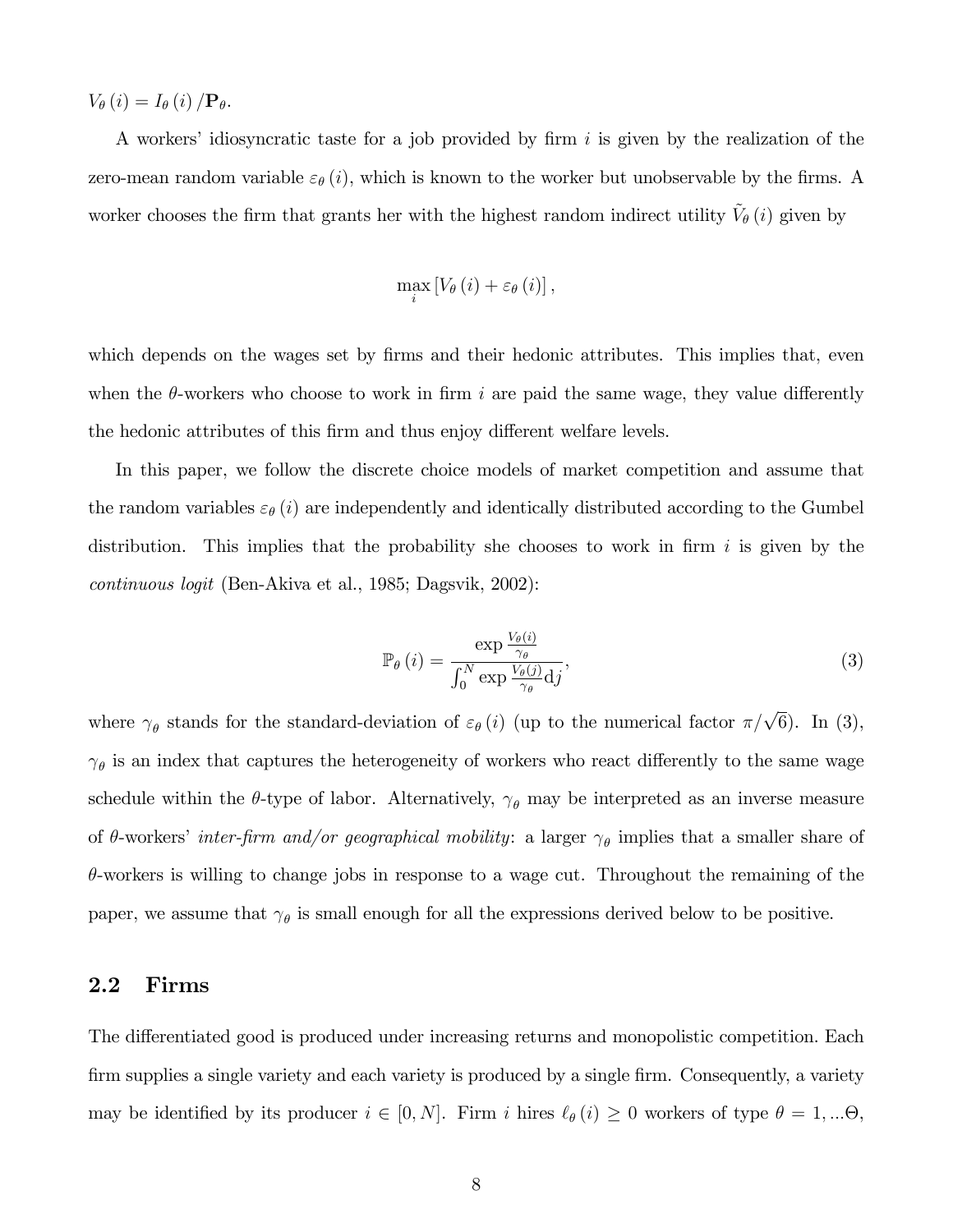$V_\theta(i) = I_\theta(i)/\mathbf{P}_\theta$.

A workers' idiosyncratic taste for a job provided by firm $i$ is given by the realization of the zero-mean random variable $\varepsilon_\theta(i)$, which is known to the worker but unobservable by the firms. A worker chooses the firm that grants her with the highest random indirect utility $\tilde{V}_\theta(i)$ given by

$$\max_i \left[V_\theta(i) + \varepsilon_\theta(i)\right],$$

which depends on the wages set by firms and their hedonic attributes. This implies that, even when the $\theta$-workers who choose to work in firm $i$ are paid the same wage, they value differently the hedonic attributes of this firm and thus enjoy different welfare levels.

In this paper, we follow the discrete choice models of market competition and assume that the random variables $\varepsilon_\theta(i)$ are independently and identically distributed according to the Gumbel distribution. This implies that the probability she chooses to work in firm $i$ is given by the *continuous logit* (Ben-Akiva et al., 1985; Dagsvik, 2002):

$$\mathbb{P}_\theta(i) = \frac{\exp \frac{V_\theta(i)}{\gamma_\theta}}{\int_0^N \exp \frac{V_\theta(j)}{\gamma_\theta} \mathrm{d}j}, \tag{3}$$

where $\gamma_\theta$ stands for the standard-deviation of $\varepsilon_\theta(i)$ (up to the numerical factor $\pi/\sqrt{6}$). In (3), $\gamma_\theta$ is an index that captures the heterogeneity of workers who react differently to the same wage schedule within the $\theta$-type of labor. Alternatively, $\gamma_\theta$ may be interpreted as an inverse measure of $\theta$-workers' *inter-firm and/or geographical mobility*: a larger $\gamma_\theta$ implies that a smaller share of $\theta$-workers is willing to change jobs in response to a wage cut. Throughout the remaining of the paper, we assume that $\gamma_\theta$ is small enough for all the expressions derived below to be positive.

## 2.2 Firms

The differentiated good is produced under increasing returns and monopolistic competition. Each firm supplies a single variety and each variety is produced by a single firm. Consequently, a variety may be identified by its producer $i \in [0, N]$. Firm $i$ hires $\ell_\theta(i) \geq 0$ workers of type $\theta = 1, ...\Theta$,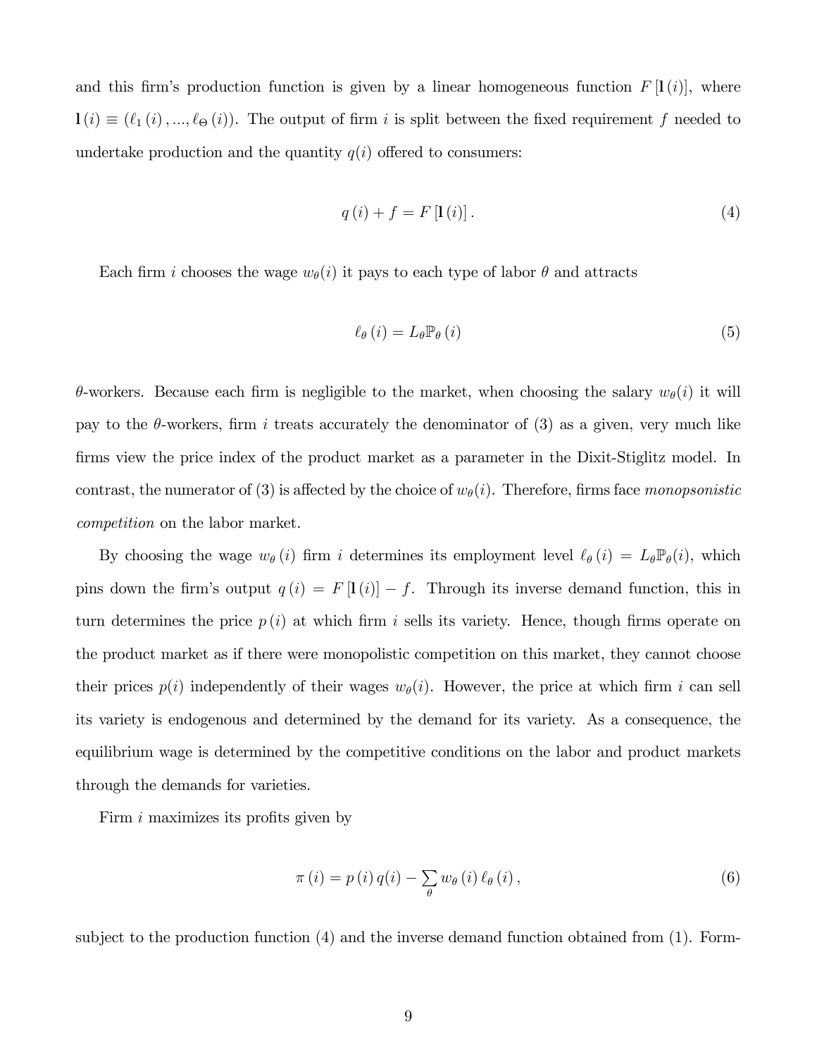and this firm's production function is given by a linear homogeneous function $F[\mathbf{l}(i)]$, where $\mathbf{l}(i) \equiv (\ell_1(i), ..., \ell_\Theta(i))$. The output of firm $i$ is split between the fixed requirement $f$ needed to undertake production and the quantity $q(i)$ offered to consumers:

$$q(i) + f = F[\mathbf{l}(i)]. \tag{4}$$

Each firm $i$ chooses the wage $w_\theta(i)$ it pays to each type of labor $\theta$ and attracts

$$\ell_\theta(i) = L_\theta \mathbb{P}_\theta(i) \tag{5}$$

$\theta$-workers. Because each firm is negligible to the market, when choosing the salary $w_\theta(i)$ it will pay to the $\theta$-workers, firm $i$ treats accurately the denominator of (3) as a given, very much like firms view the price index of the product market as a parameter in the Dixit-Stiglitz model. In contrast, the numerator of (3) is affected by the choice of $w_\theta(i)$. Therefore, firms face *monopsonistic competition* on the labor market.

By choosing the wage $w_\theta(i)$ firm $i$ determines its employment level $\ell_\theta(i) = L_\theta \mathbb{P}_\theta(i)$, which pins down the firm's output $q(i) = F[\mathbf{l}(i)] - f$. Through its inverse demand function, this in turn determines the price $p(i)$ at which firm $i$ sells its variety. Hence, though firms operate on the product market as if there were monopolistic competition on this market, they cannot choose their prices $p(i)$ independently of their wages $w_\theta(i)$. However, the price at which firm $i$ can sell its variety is endogenous and determined by the demand for its variety. As a consequence, the equilibrium wage is determined by the competitive conditions on the labor and product markets through the demands for varieties.

Firm $i$ maximizes its profits given by

$$\pi(i) = p(i)\, q(i) - \sum_\theta w_\theta(i)\, \ell_\theta(i), \tag{6}$$

subject to the production function (4) and the inverse demand function obtained from (1). Form-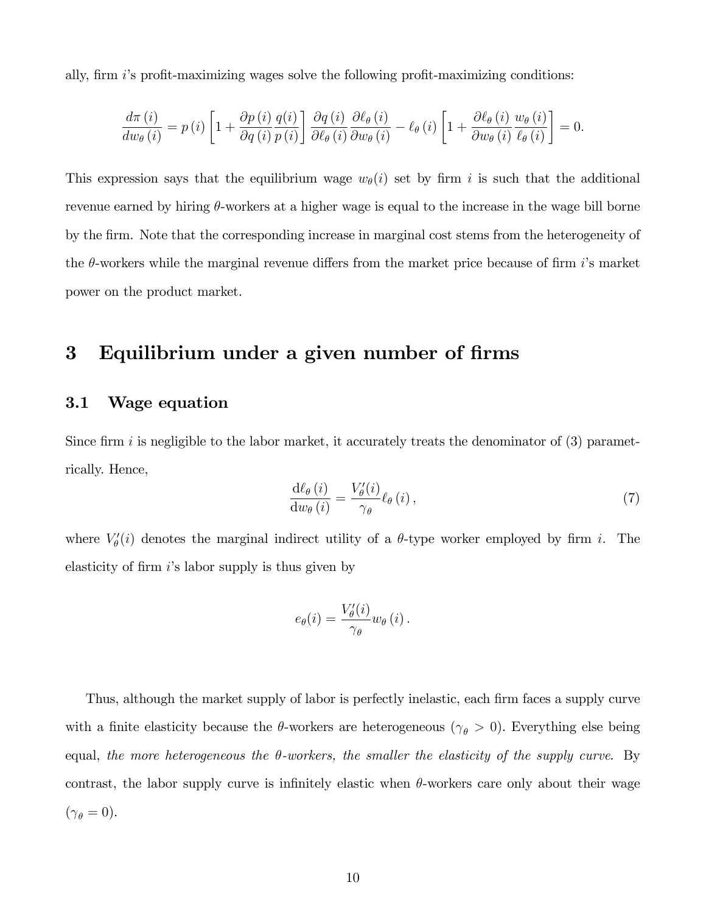ally, firm $i$'s profit-maximizing wages solve the following profit-maximizing conditions:

$$\frac{d\pi\left(i\right)}{dw_{\theta}\left(i\right)}=p\left(i\right)\left[1+\frac{\partial p\left(i\right)}{\partial q\left(i\right)}\frac{q(i)}{p\left(i\right)}\right]\frac{\partial q\left(i\right)}{\partial \ell_{\theta}\left(i\right)}\frac{\partial \ell_{\theta}\left(i\right)}{\partial w_{\theta}\left(i\right)}-\ell_{\theta}\left(i\right)\left[1+\frac{\partial \ell_{\theta}\left(i\right)}{\partial w_{\theta}\left(i\right)}\frac{w_{\theta}\left(i\right)}{\ell_{\theta}\left(i\right)}\right]=0.$$

This expression says that the equilibrium wage $w_{\theta}(i)$ set by firm $i$ is such that the additional revenue earned by hiring $\theta$-workers at a higher wage is equal to the increase in the wage bill borne by the firm. Note that the corresponding increase in marginal cost stems from the heterogeneity of the $\theta$-workers while the marginal revenue differs from the market price because of firm $i$'s market power on the product market.

# 3 Equilibrium under a given number of firms

## 3.1 Wage equation

Since firm $i$ is negligible to the labor market, it accurately treats the denominator of (3) parametrically. Hence,

$$\frac{\mathrm{d}\ell_{\theta}\left(i\right)}{\mathrm{d}w_{\theta}\left(i\right)}=\frac{V_{\theta}'(i)}{\gamma_{\theta}}\ell_{\theta}\left(i\right), \tag{7}$$

where $V_{\theta}'(i)$ denotes the marginal indirect utility of a $\theta$-type worker employed by firm $i$. The elasticity of firm $i$'s labor supply is thus given by

$$e_{\theta}(i)=\frac{V_{\theta}'(i)}{\gamma_{\theta}}w_{\theta}\left(i\right).$$

Thus, although the market supply of labor is perfectly inelastic, each firm faces a supply curve with a finite elasticity because the $\theta$-workers are heterogeneous ($\gamma_{\theta}>0$). Everything else being equal, *the more heterogeneous the $\theta$-workers, the smaller the elasticity of the supply curve*. By contrast, the labor supply curve is infinitely elastic when $\theta$-workers care only about their wage ($\gamma_{\theta}=0$).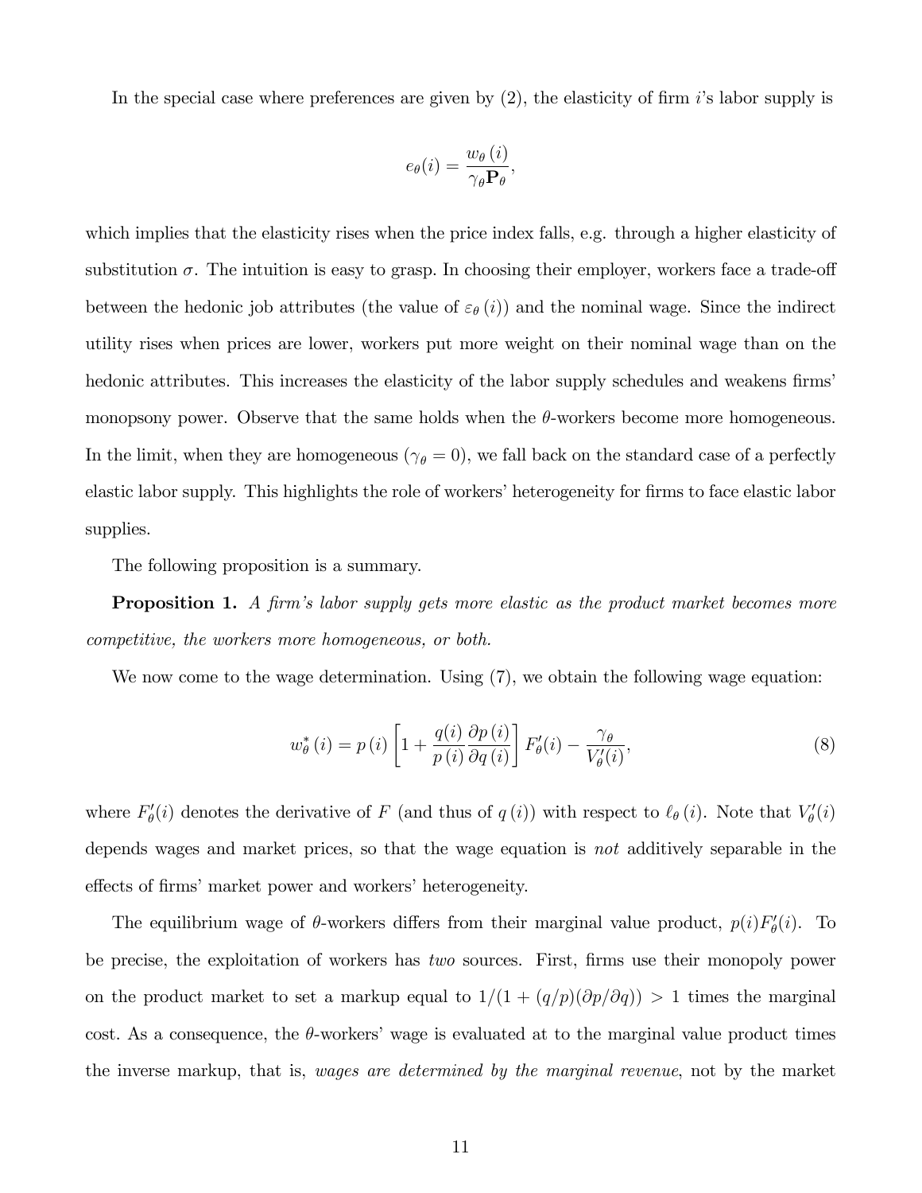In the special case where preferences are given by (2), the elasticity of firm $i$'s labor supply is

$$e_{\theta}(i) = \frac{w_{\theta}(i)}{\gamma_{\theta}\mathbf{P}_{\theta}},$$

which implies that the elasticity rises when the price index falls, e.g. through a higher elasticity of substitution $\sigma$. The intuition is easy to grasp. In choosing their employer, workers face a trade-off between the hedonic job attributes (the value of $\varepsilon_{\theta}(i)$) and the nominal wage. Since the indirect utility rises when prices are lower, workers put more weight on their nominal wage than on the hedonic attributes. This increases the elasticity of the labor supply schedules and weakens firms' monopsony power. Observe that the same holds when the $\theta$-workers become more homogeneous. In the limit, when they are homogeneous ($\gamma_{\theta} = 0$), we fall back on the standard case of a perfectly elastic labor supply. This highlights the role of workers' heterogeneity for firms to face elastic labor supplies.

The following proposition is a summary.

**Proposition 1.** *A firm's labor supply gets more elastic as the product market becomes more competitive, the workers more homogeneous, or both.*

We now come to the wage determination. Using (7), we obtain the following wage equation:

$$w_{\theta}^{*}(i) = p(i)\left[1 + \frac{q(i)}{p(i)}\frac{\partial p(i)}{\partial q(i)}\right]F_{\theta}'(i) - \frac{\gamma_{\theta}}{V_{\theta}'(i)}, \tag{8}$$

where $F_{\theta}'(i)$ denotes the derivative of $F$ (and thus of $q(i)$) with respect to $\ell_{\theta}(i)$. Note that $V_{\theta}'(i)$ depends wages and market prices, so that the wage equation is *not* additively separable in the effects of firms' market power and workers' heterogeneity.

The equilibrium wage of $\theta$-workers differs from their marginal value product, $p(i)F_{\theta}'(i)$. To be precise, the exploitation of workers has *two* sources. First, firms use their monopoly power on the product market to set a markup equal to $1/(1 + (q/p)(\partial p/\partial q)) > 1$ times the marginal cost. As a consequence, the $\theta$-workers' wage is evaluated at to the marginal value product times the inverse markup, that is, *wages are determined by the marginal revenue*, not by the market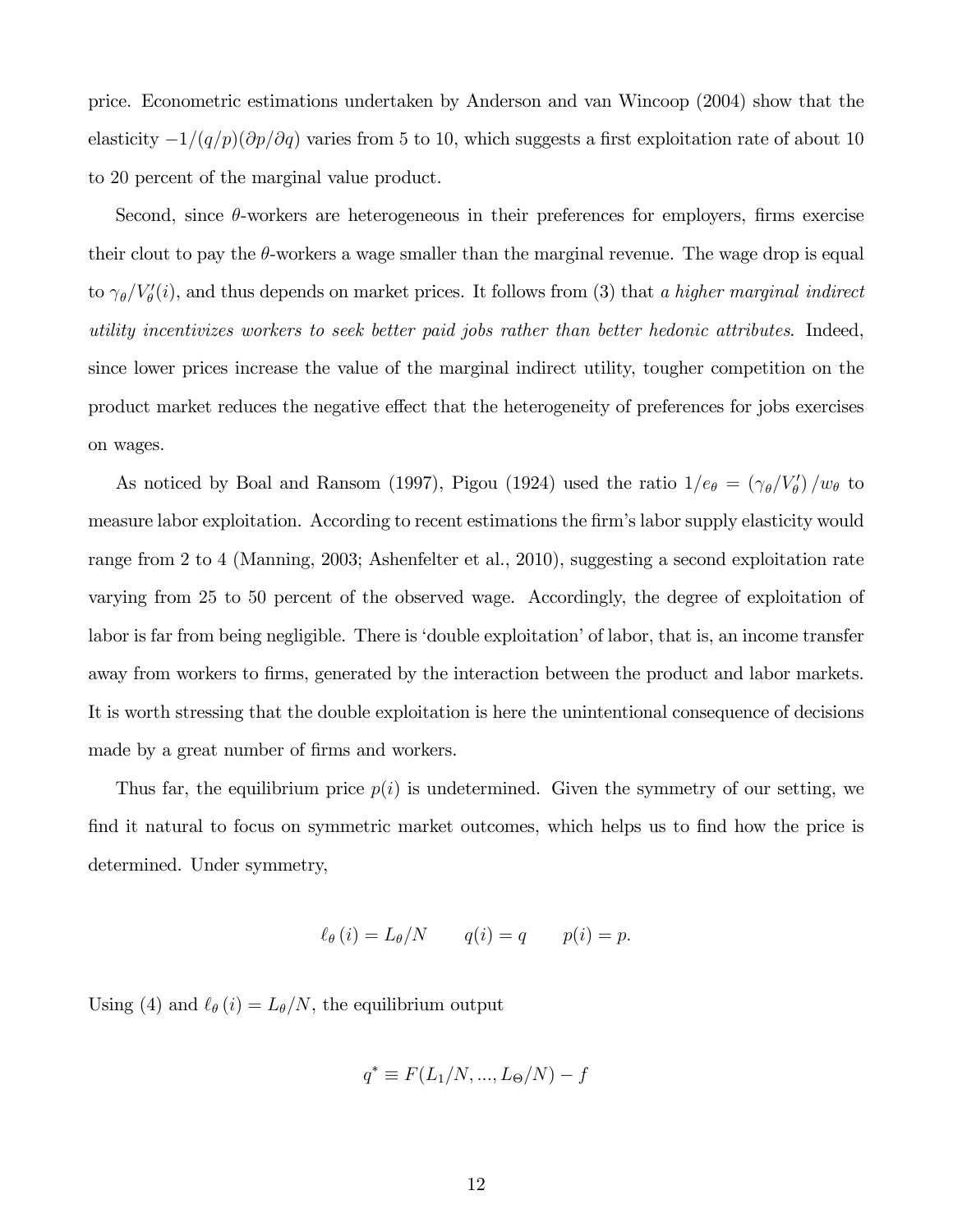price. Econometric estimations undertaken by Anderson and van Wincoop (2004) show that the elasticity $-1/(q/p)(\partial p/\partial q)$ varies from 5 to 10, which suggests a first exploitation rate of about 10 to 20 percent of the marginal value product.

Second, since $\theta$-workers are heterogeneous in their preferences for employers, firms exercise their clout to pay the $\theta$-workers a wage smaller than the marginal revenue. The wage drop is equal to $\gamma_\theta/V'_\theta(i)$, and thus depends on market prices. It follows from (3) that *a higher marginal indirect utility incentivizes workers to seek better paid jobs rather than better hedonic attributes*. Indeed, since lower prices increase the value of the marginal indirect utility, tougher competition on the product market reduces the negative effect that the heterogeneity of preferences for jobs exercises on wages.

As noticed by Boal and Ransom (1997), Pigou (1924) used the ratio $1/e_\theta = (\gamma_\theta/V'_\theta)/w_\theta$ to measure labor exploitation. According to recent estimations the firm's labor supply elasticity would range from 2 to 4 (Manning, 2003; Ashenfelter et al., 2010), suggesting a second exploitation rate varying from 25 to 50 percent of the observed wage. Accordingly, the degree of exploitation of labor is far from being negligible. There is 'double exploitation' of labor, that is, an income transfer away from workers to firms, generated by the interaction between the product and labor markets. It is worth stressing that the double exploitation is here the unintentional consequence of decisions made by a great number of firms and workers.

Thus far, the equilibrium price $p(i)$ is undetermined. Given the symmetry of our setting, we find it natural to focus on symmetric market outcomes, which helps us to find how the price is determined. Under symmetry,

$$\ell_\theta(i) = L_\theta/N \qquad q(i) = q \qquad p(i) = p.$$

Using (4) and $\ell_\theta(i) = L_\theta/N$, the equilibrium output

$$q^* \equiv F(L_1/N, ..., L_\Theta/N) - f$$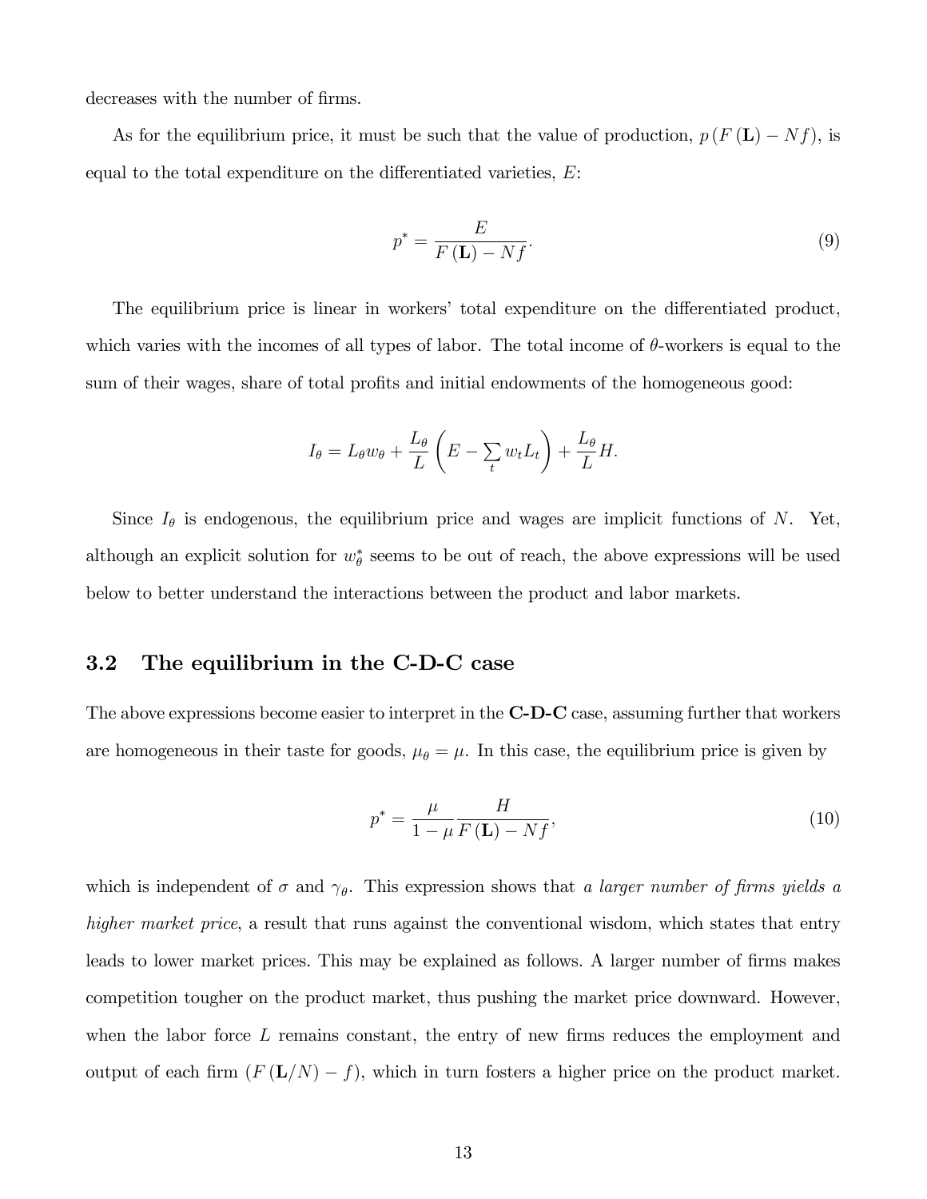decreases with the number of firms.

As for the equilibrium price, it must be such that the value of production, $p\left(F\left(\mathbf{L}\right)-Nf\right)$, is equal to the total expenditure on the differentiated varieties, $E$:

$$p^{*}=\frac{E}{F\left(\mathbf{L}\right)-Nf}. \tag{9}$$

The equilibrium price is linear in workers' total expenditure on the differentiated product, which varies with the incomes of all types of labor. The total income of $\theta$-workers is equal to the sum of their wages, share of total profits and initial endowments of the homogeneous good:

$$I_{\theta}=L_{\theta}w_{\theta}+\frac{L_{\theta}}{L}\left(E-\sum_{t}w_{t}L_{t}\right)+\frac{L_{\theta}}{L}H.$$

Since $I_{\theta}$ is endogenous, the equilibrium price and wages are implicit functions of $N$. Yet, although an explicit solution for $w_{\theta}^{*}$ seems to be out of reach, the above expressions will be used below to better understand the interactions between the product and labor markets.

## 3.2 The equilibrium in the C-D-C case

The above expressions become easier to interpret in the **C-D-C** case, assuming further that workers are homogeneous in their taste for goods, $\mu_{\theta}=\mu$. In this case, the equilibrium price is given by

$$p^{*}=\frac{\mu}{1-\mu}\frac{H}{F\left(\mathbf{L}\right)-Nf}, \tag{10}$$

which is independent of $\sigma$ and $\gamma_{\theta}$. This expression shows that *a larger number of firms yields a higher market price*, a result that runs against the conventional wisdom, which states that entry leads to lower market prices. This may be explained as follows. A larger number of firms makes competition tougher on the product market, thus pushing the market price downward. However, when the labor force $L$ remains constant, the entry of new firms reduces the employment and output of each firm $\left(F\left(\mathbf{L}/N\right)-f\right)$, which in turn fosters a higher price on the product market.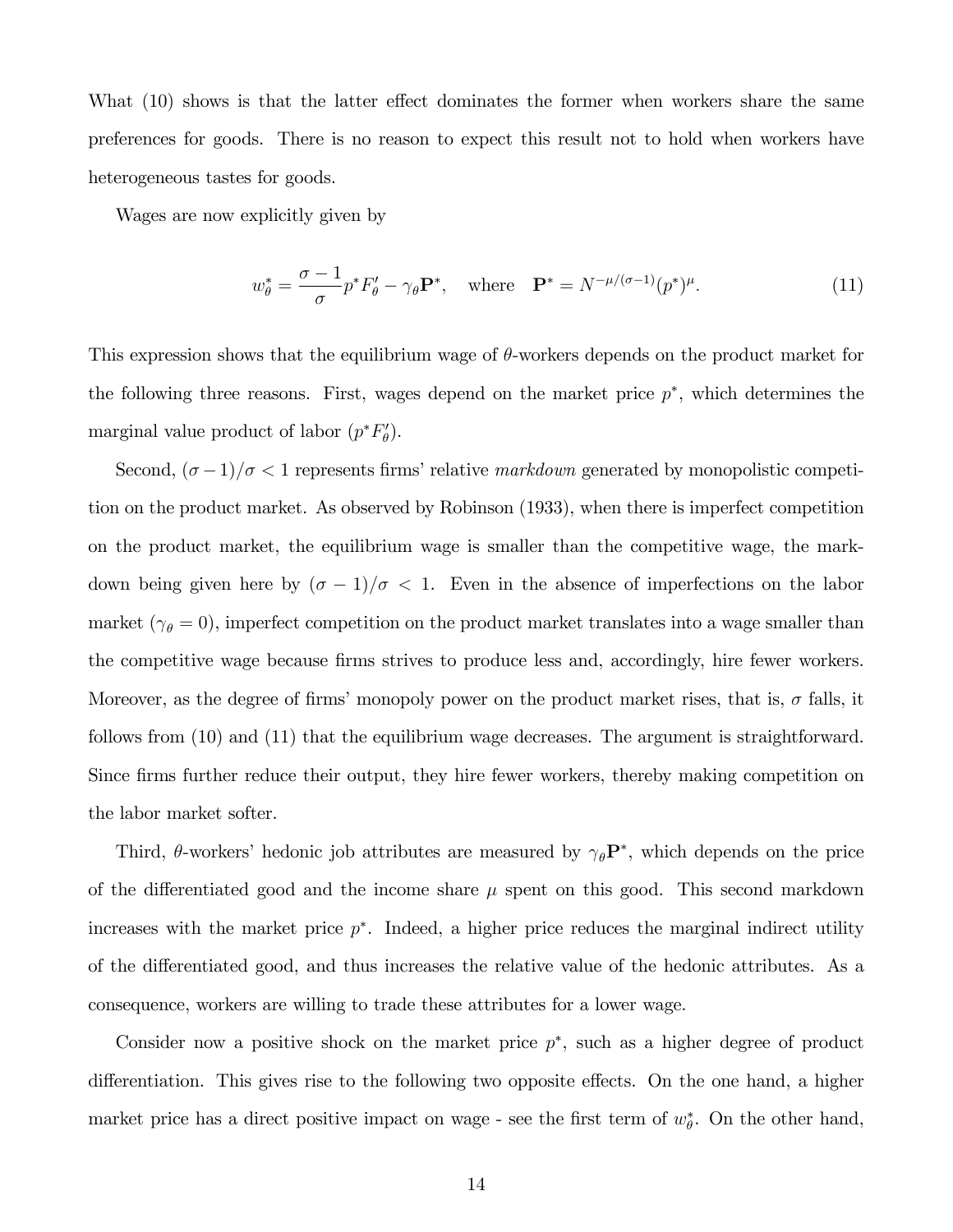What (10) shows is that the latter effect dominates the former when workers share the same preferences for goods. There is no reason to expect this result not to hold when workers have heterogeneous tastes for goods.

Wages are now explicitly given by

$$w_{\theta}^{*} = \frac{\sigma - 1}{\sigma} p^{*} F_{\theta}' - \gamma_{\theta} \mathbf{P}^{*}, \quad \text{where} \quad \mathbf{P}^{*} = N^{-\mu/(\sigma-1)} (p^{*})^{\mu}. \tag{11}$$

This expression shows that the equilibrium wage of $\theta$-workers depends on the product market for the following three reasons. First, wages depend on the market price $p^{*}$, which determines the marginal value product of labor ($p^{*} F_{\theta}'$).

Second, $(\sigma - 1)/\sigma < 1$ represents firms' relative *markdown* generated by monopolistic competition on the product market. As observed by Robinson (1933), when there is imperfect competition on the product market, the equilibrium wage is smaller than the competitive wage, the markdown being given here by $(\sigma - 1)/\sigma < 1$. Even in the absence of imperfections on the labor market ($\gamma_{\theta} = 0$), imperfect competition on the product market translates into a wage smaller than the competitive wage because firms strives to produce less and, accordingly, hire fewer workers. Moreover, as the degree of firms' monopoly power on the product market rises, that is, $\sigma$ falls, it follows from (10) and (11) that the equilibrium wage decreases. The argument is straightforward. Since firms further reduce their output, they hire fewer workers, thereby making competition on the labor market softer.

Third, $\theta$-workers' hedonic job attributes are measured by $\gamma_{\theta} \mathbf{P}^{*}$, which depends on the price of the differentiated good and the income share $\mu$ spent on this good. This second markdown increases with the market price $p^{*}$. Indeed, a higher price reduces the marginal indirect utility of the differentiated good, and thus increases the relative value of the hedonic attributes. As a consequence, workers are willing to trade these attributes for a lower wage.

Consider now a positive shock on the market price $p^{*}$, such as a higher degree of product differentiation. This gives rise to the following two opposite effects. On the one hand, a higher market price has a direct positive impact on wage - see the first term of $w_{\theta}^{*}$. On the other hand,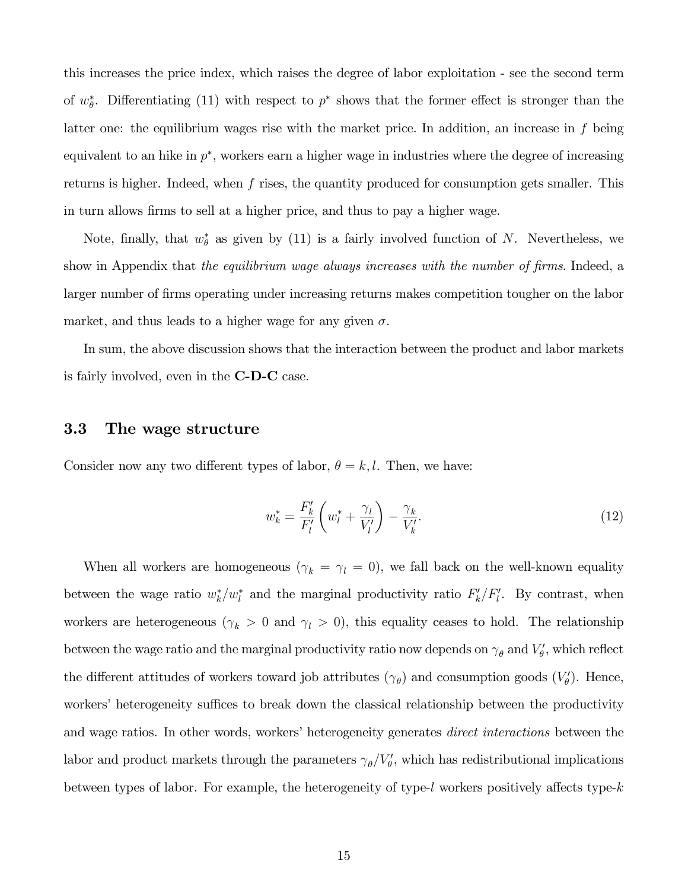this increases the price index, which raises the degree of labor exploitation - see the second term of $w_\theta^*$. Differentiating (11) with respect to $p^*$ shows that the former effect is stronger than the latter one: the equilibrium wages rise with the market price. In addition, an increase in $f$ being equivalent to an hike in $p^*$, workers earn a higher wage in industries where the degree of increasing returns is higher. Indeed, when $f$ rises, the quantity produced for consumption gets smaller. This in turn allows firms to sell at a higher price, and thus to pay a higher wage.

Note, finally, that $w_\theta^*$ as given by (11) is a fairly involved function of $N$. Nevertheless, we show in Appendix that *the equilibrium wage always increases with the number of firms*. Indeed, a larger number of firms operating under increasing returns makes competition tougher on the labor market, and thus leads to a higher wage for any given $\sigma$.

In sum, the above discussion shows that the interaction between the product and labor markets is fairly involved, even in the **C-D-C** case.

### 3.3 The wage structure

Consider now any two different types of labor, $\theta = k, l$. Then, we have:

$$w_k^* = \frac{F_k'}{F_l'}\left(w_l^* + \frac{\gamma_l}{V_l'}\right) - \frac{\gamma_k}{V_k'}. \tag{12}$$

When all workers are homogeneous ($\gamma_k = \gamma_l = 0$), we fall back on the well-known equality between the wage ratio $w_k^*/w_l^*$ and the marginal productivity ratio $F_k'/F_l'$. By contrast, when workers are heterogeneous ($\gamma_k > 0$ and $\gamma_l > 0$), this equality ceases to hold. The relationship between the wage ratio and the marginal productivity ratio now depends on $\gamma_\theta$ and $V_\theta'$, which reflect the different attitudes of workers toward job attributes ($\gamma_\theta$) and consumption goods ($V_\theta'$). Hence, workers' heterogeneity suffices to break down the classical relationship between the productivity and wage ratios. In other words, workers' heterogeneity generates *direct interactions* between the labor and product markets through the parameters $\gamma_\theta/V_\theta'$, which has redistributional implications between types of labor. For example, the heterogeneity of type-$l$ workers positively affects type-$k$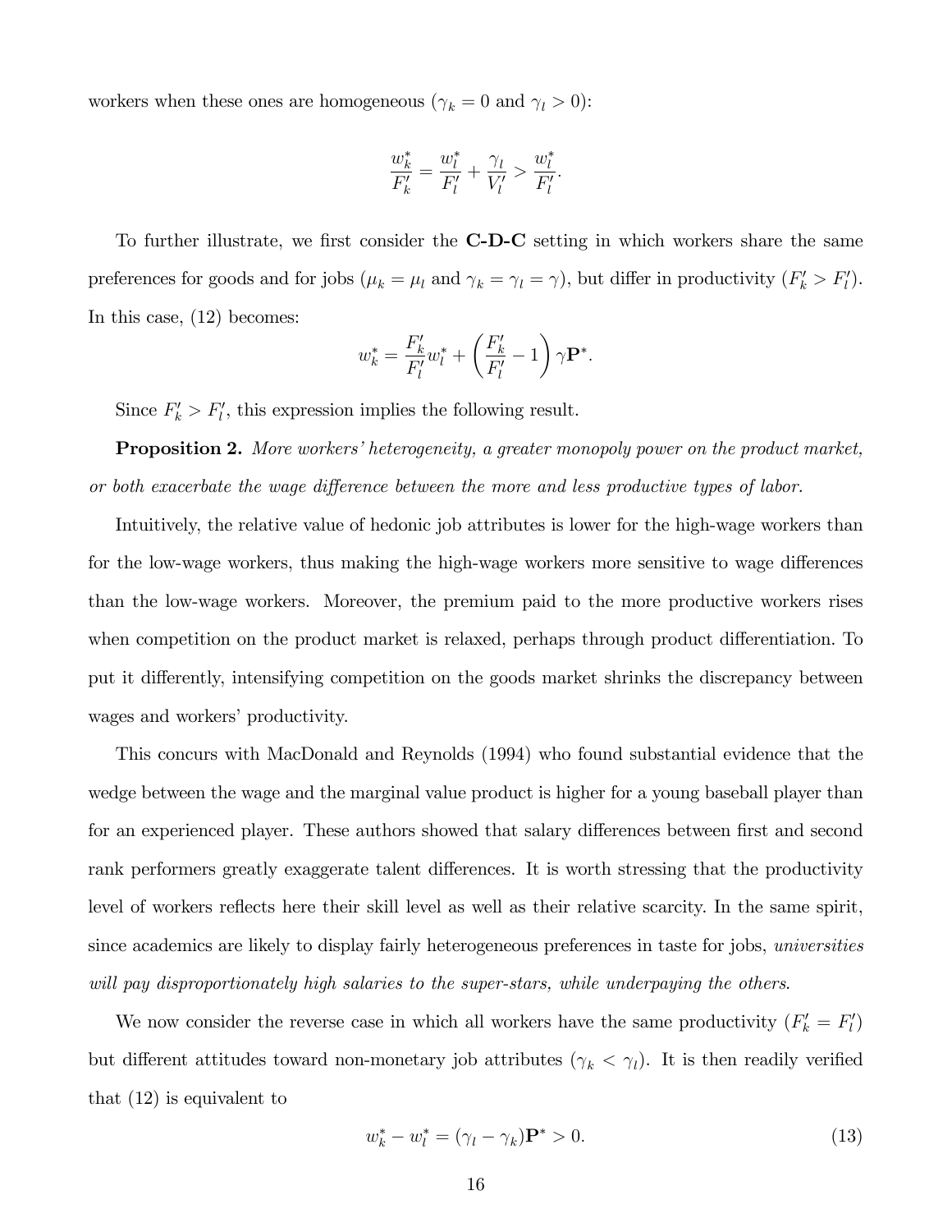workers when these ones are homogeneous ($\gamma_k = 0$ and $\gamma_l > 0$):

$$\frac{w_k^*}{F_k'} = \frac{w_l^*}{F_l'} + \frac{\gamma_l}{V_l'} > \frac{w_l^*}{F_l'}.$$

To further illustrate, we first consider the **C-D-C** setting in which workers share the same preferences for goods and for jobs ($\mu_k = \mu_l$ and $\gamma_k = \gamma_l = \gamma$), but differ in productivity ($F_k' > F_l'$). In this case, (12) becomes:

$$w_k^* = \frac{F_k'}{F_l'} w_l^* + \left( \frac{F_k'}{F_l'} - 1 \right) \gamma \mathbf{P}^*.$$

Since $F_k' > F_l'$, this expression implies the following result.

**Proposition 2.** *More workers' heterogeneity, a greater monopoly power on the product market, or both exacerbate the wage difference between the more and less productive types of labor.*

Intuitively, the relative value of hedonic job attributes is lower for the high-wage workers than for the low-wage workers, thus making the high-wage workers more sensitive to wage differences than the low-wage workers. Moreover, the premium paid to the more productive workers rises when competition on the product market is relaxed, perhaps through product differentiation. To put it differently, intensifying competition on the goods market shrinks the discrepancy between wages and workers' productivity.

This concurs with MacDonald and Reynolds (1994) who found substantial evidence that the wedge between the wage and the marginal value product is higher for a young baseball player than for an experienced player. These authors showed that salary differences between first and second rank performers greatly exaggerate talent differences. It is worth stressing that the productivity level of workers reflects here their skill level as well as their relative scarcity. In the same spirit, since academics are likely to display fairly heterogeneous preferences in taste for jobs, *universities will pay disproportionately high salaries to the super-stars, while underpaying the others*.

We now consider the reverse case in which all workers have the same productivity ($F_k' = F_l'$) but different attitudes toward non-monetary job attributes ($\gamma_k < \gamma_l$). It is then readily verified that (12) is equivalent to

$$w_k^* - w_l^* = (\gamma_l - \gamma_k)\mathbf{P}^* > 0. \tag{13}$$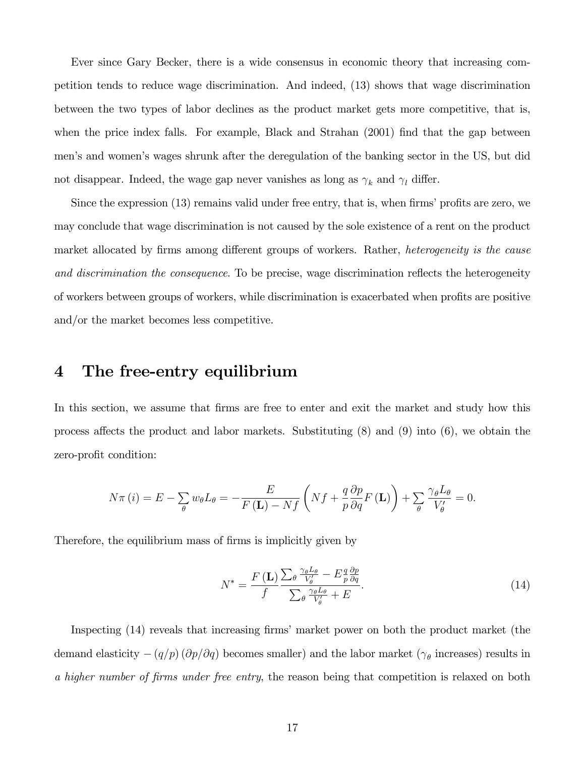Ever since Gary Becker, there is a wide consensus in economic theory that increasing competition tends to reduce wage discrimination. And indeed, (13) shows that wage discrimination between the two types of labor declines as the product market gets more competitive, that is, when the price index falls. For example, Black and Strahan (2001) find that the gap between men's and women's wages shrunk after the deregulation of the banking sector in the US, but did not disappear. Indeed, the wage gap never vanishes as long as $\gamma_k$ and $\gamma_l$ differ.

Since the expression (13) remains valid under free entry, that is, when firms' profits are zero, we may conclude that wage discrimination is not caused by the sole existence of a rent on the product market allocated by firms among different groups of workers. Rather, *heterogeneity is the cause and discrimination the consequence*. To be precise, wage discrimination reflects the heterogeneity of workers between groups of workers, while discrimination is exacerbated when profits are positive and/or the market becomes less competitive.

# 4 The free-entry equilibrium

In this section, we assume that firms are free to enter and exit the market and study how this process affects the product and labor markets. Substituting (8) and (9) into (6), we obtain the zero-profit condition:

$$N\pi(i) = E - \sum_{\theta} w_\theta L_\theta = -\frac{E}{F(\mathbf{L}) - Nf}\left(Nf + \frac{q}{p}\frac{\partial p}{\partial q}F(\mathbf{L})\right) + \sum_{\theta} \frac{\gamma_\theta L_\theta}{V_\theta'} = 0.$$

Therefore, the equilibrium mass of firms is implicitly given by

$$N^* = \frac{F(\mathbf{L})}{f} \frac{\sum_\theta \frac{\gamma_\theta L_\theta}{V_\theta'} - E\frac{q}{p}\frac{\partial p}{\partial q}}{\sum_\theta \frac{\gamma_\theta L_\theta}{V_\theta'} + E}. \tag{14}$$

Inspecting (14) reveals that increasing firms' market power on both the product market (the demand elasticity $-(q/p)(\partial p/\partial q)$ becomes smaller) and the labor market ($\gamma_\theta$ increases) results in *a higher number of firms under free entry*, the reason being that competition is relaxed on both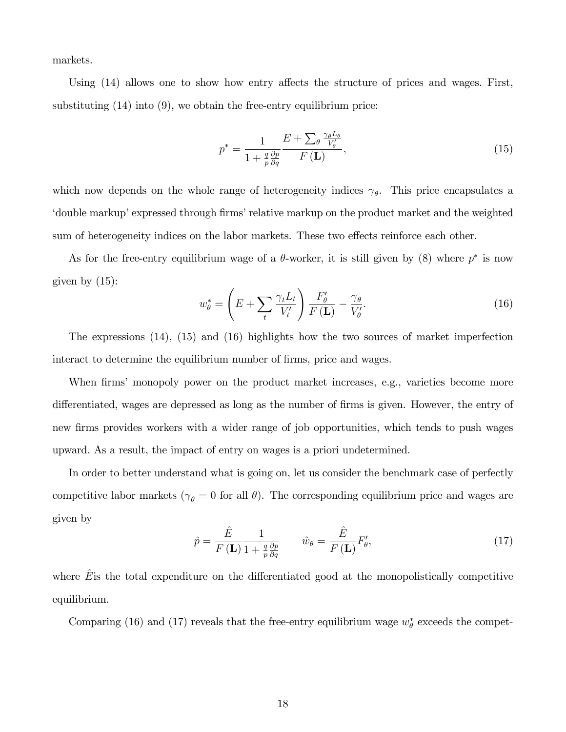markets.

Using (14) allows one to show how entry affects the structure of prices and wages. First, substituting (14) into (9), we obtain the free-entry equilibrium price:

$$p^* = \frac{1}{1 + \frac{q}{p}\frac{\partial p}{\partial q}} \frac{E + \sum_\theta \frac{\gamma_\theta L_\theta}{V'_\theta}}{F(\mathbf{L})}, \tag{15}$$

which now depends on the whole range of heterogeneity indices $\gamma_\theta$. This price encapsulates a 'double markup' expressed through firms' relative markup on the product market and the weighted sum of heterogeneity indices on the labor markets. These two effects reinforce each other.

As for the free-entry equilibrium wage of a $\theta$-worker, it is still given by (8) where $p^*$ is now given by (15):

$$w^*_\theta = \left( E + \sum_t \frac{\gamma_t L_t}{V'_t} \right) \frac{F'_\theta}{F(\mathbf{L})} - \frac{\gamma_\theta}{V'_\theta}. \tag{16}$$

The expressions (14), (15) and (16) highlights how the two sources of market imperfection interact to determine the equilibrium number of firms, price and wages.

When firms' monopoly power on the product market increases, e.g., varieties become more differentiated, wages are depressed as long as the number of firms is given. However, the entry of new firms provides workers with a wider range of job opportunities, which tends to push wages upward. As a result, the impact of entry on wages is a priori undetermined.

In order to better understand what is going on, let us consider the benchmark case of perfectly competitive labor markets ($\gamma_\theta = 0$ for all $\theta$). The corresponding equilibrium price and wages are given by

$$\hat{p} = \frac{\hat{E}}{F(\mathbf{L})} \frac{1}{1 + \frac{q}{p}\frac{\partial p}{\partial q}} \qquad \hat{w}_\theta = \frac{\hat{E}}{F(\mathbf{L})} F'_\theta, \tag{17}$$

where $\hat{E}$is the total expenditure on the differentiated good at the monopolistically competitive equilibrium.

Comparing (16) and (17) reveals that the free-entry equilibrium wage $w^*_\theta$ exceeds the compet-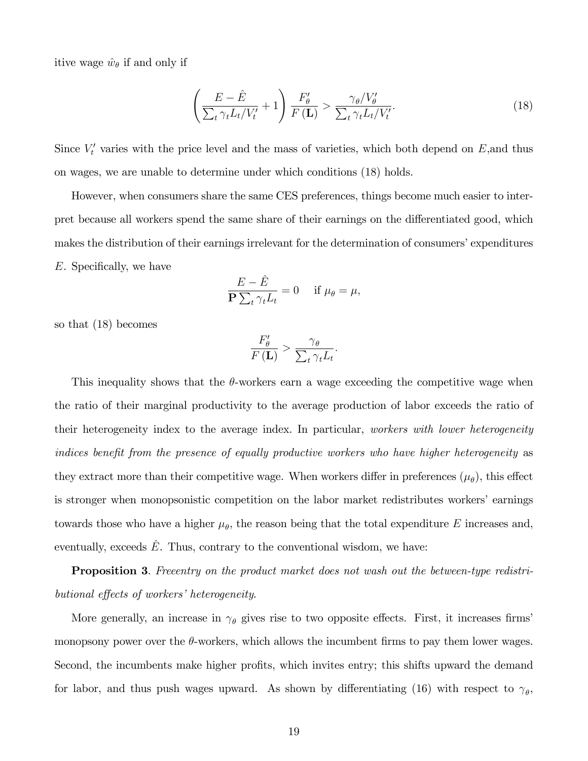itive wage $\hat{w}_\theta$ if and only if

$$\left(\frac{E-\hat{E}}{\sum_t \gamma_t L_t / V_t'} + 1\right)\frac{F_\theta'}{F(\mathbf{L})} > \frac{\gamma_\theta / V_\theta'}{\sum_t \gamma_t L_t / V_t'}. \tag{18}$$

Since $V_t'$ varies with the price level and the mass of varieties, which both depend on $E$,and thus on wages, we are unable to determine under which conditions (18) holds.

However, when consumers share the same CES preferences, things become much easier to interpret because all workers spend the same share of their earnings on the differentiated good, which makes the distribution of their earnings irrelevant for the determination of consumers' expenditures $E$. Specifically, we have

$$\frac{E-\hat{E}}{\mathbf{P}\sum_t \gamma_t L_t} = 0 \quad \text{if } \mu_\theta = \mu,$$

so that (18) becomes

$$\frac{F_\theta'}{F(\mathbf{L})} > \frac{\gamma_\theta}{\sum_t \gamma_t L_t}.$$

This inequality shows that the $\theta$-workers earn a wage exceeding the competitive wage when the ratio of their marginal productivity to the average production of labor exceeds the ratio of their heterogeneity index to the average index. In particular, *workers with lower heterogeneity indices benefit from the presence of equally productive workers who have higher heterogeneity* as they extract more than their competitive wage. When workers differ in preferences ($\mu_\theta$), this effect is stronger when monopsonistic competition on the labor market redistributes workers' earnings towards those who have a higher $\mu_\theta$, the reason being that the total expenditure $E$ increases and, eventually, exceeds $\hat{E}$. Thus, contrary to the conventional wisdom, we have:

**Proposition 3**. *Freeentry on the product market does not wash out the between-type redistributional effects of workers' heterogeneity.*

More generally, an increase in $\gamma_\theta$ gives rise to two opposite effects. First, it increases firms' monopsony power over the $\theta$-workers, which allows the incumbent firms to pay them lower wages. Second, the incumbents make higher profits, which invites entry; this shifts upward the demand for labor, and thus push wages upward. As shown by differentiating (16) with respect to $\gamma_\theta$,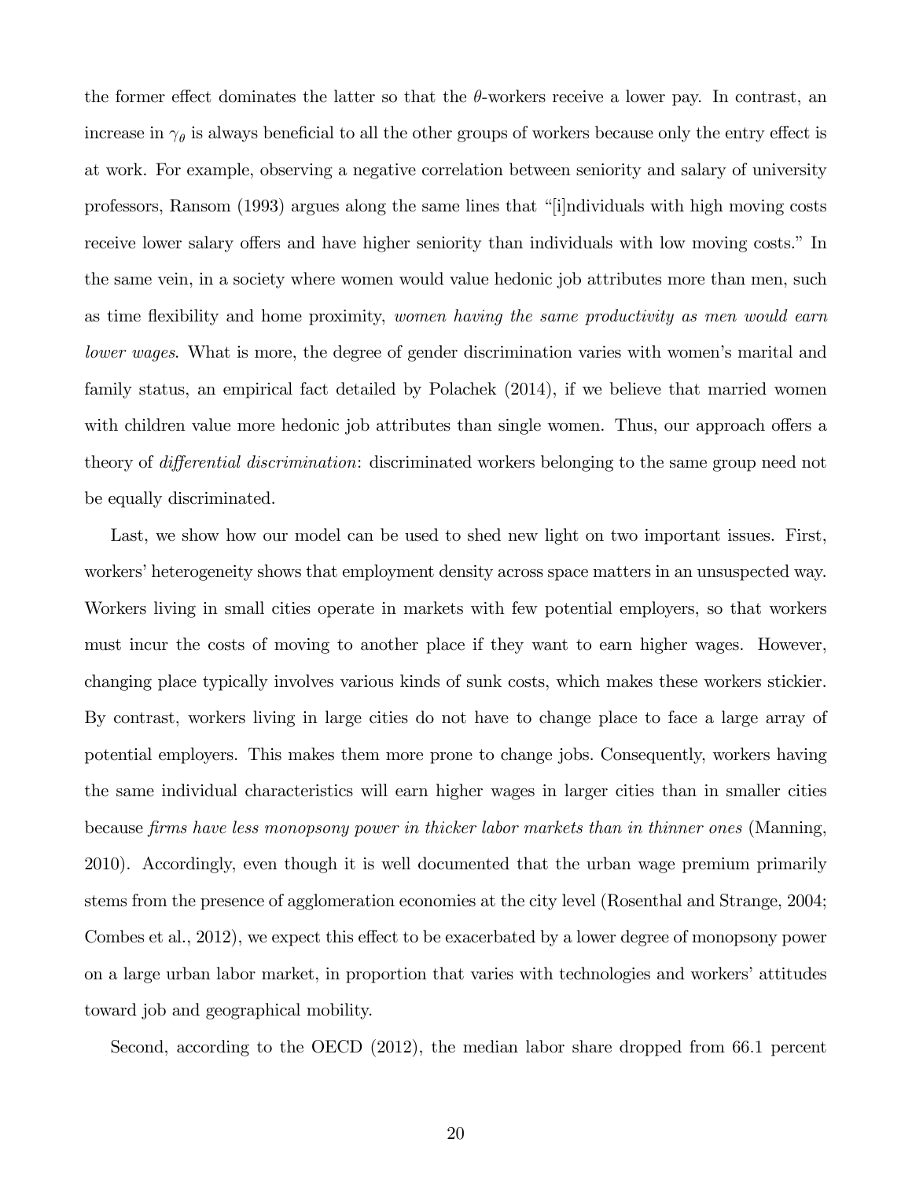the former effect dominates the latter so that the $\theta$-workers receive a lower pay. In contrast, an increase in $\gamma_\theta$ is always beneficial to all the other groups of workers because only the entry effect is at work. For example, observing a negative correlation between seniority and salary of university professors, Ransom (1993) argues along the same lines that "[i]ndividuals with high moving costs receive lower salary offers and have higher seniority than individuals with low moving costs." In the same vein, in a society where women would value hedonic job attributes more than men, such as time flexibility and home proximity, *women having the same productivity as men would earn lower wages*. What is more, the degree of gender discrimination varies with women's marital and family status, an empirical fact detailed by Polachek (2014), if we believe that married women with children value more hedonic job attributes than single women. Thus, our approach offers a theory of *differential discrimination*: discriminated workers belonging to the same group need not be equally discriminated.

Last, we show how our model can be used to shed new light on two important issues. First, workers' heterogeneity shows that employment density across space matters in an unsuspected way. Workers living in small cities operate in markets with few potential employers, so that workers must incur the costs of moving to another place if they want to earn higher wages. However, changing place typically involves various kinds of sunk costs, which makes these workers stickier. By contrast, workers living in large cities do not have to change place to face a large array of potential employers. This makes them more prone to change jobs. Consequently, workers having the same individual characteristics will earn higher wages in larger cities than in smaller cities because *firms have less monopsony power in thicker labor markets than in thinner ones* (Manning, 2010). Accordingly, even though it is well documented that the urban wage premium primarily stems from the presence of agglomeration economies at the city level (Rosenthal and Strange, 2004; Combes et al., 2012), we expect this effect to be exacerbated by a lower degree of monopsony power on a large urban labor market, in proportion that varies with technologies and workers' attitudes toward job and geographical mobility.

Second, according to the OECD (2012), the median labor share dropped from 66.1 percent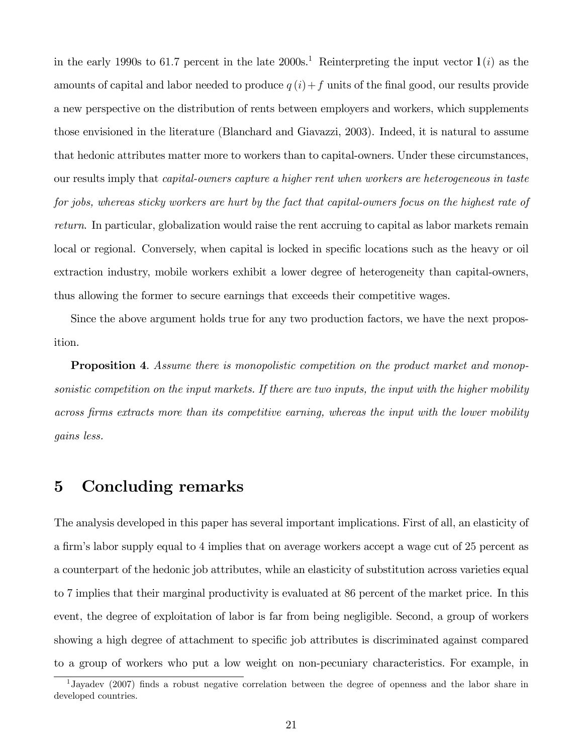in the early 1990s to 61.7 percent in the late 2000s.[1] Reinterpreting the input vector $\mathbf{l}(i)$ as the amounts of capital and labor needed to produce $q(i) + f$ units of the final good, our results provide a new perspective on the distribution of rents between employers and workers, which supplements those envisioned in the literature (Blanchard and Giavazzi, 2003). Indeed, it is natural to assume that hedonic attributes matter more to workers than to capital-owners. Under these circumstances, our results imply that *capital-owners capture a higher rent when workers are heterogeneous in taste for jobs, whereas sticky workers are hurt by the fact that capital-owners focus on the highest rate of return*. In particular, globalization would raise the rent accruing to capital as labor markets remain local or regional. Conversely, when capital is locked in specific locations such as the heavy or oil extraction industry, mobile workers exhibit a lower degree of heterogeneity than capital-owners, thus allowing the former to secure earnings that exceeds their competitive wages.

Since the above argument holds true for any two production factors, we have the next proposition.

**Proposition 4**. *Assume there is monopolistic competition on the product market and monopsonistic competition on the input markets. If there are two inputs, the input with the higher mobility across firms extracts more than its competitive earning, whereas the input with the lower mobility gains less.*

# 5 Concluding remarks

The analysis developed in this paper has several important implications. First of all, an elasticity of a firm's labor supply equal to 4 implies that on average workers accept a wage cut of 25 percent as a counterpart of the hedonic job attributes, while an elasticity of substitution across varieties equal to 7 implies that their marginal productivity is evaluated at 86 percent of the market price. In this event, the degree of exploitation of labor is far from being negligible. Second, a group of workers showing a high degree of attachment to specific job attributes is discriminated against compared to a group of workers who put a low weight on non-pecuniary characteristics. For example, in

[1] Jayadev (2007) finds a robust negative correlation between the degree of openness and the labor share in developed countries.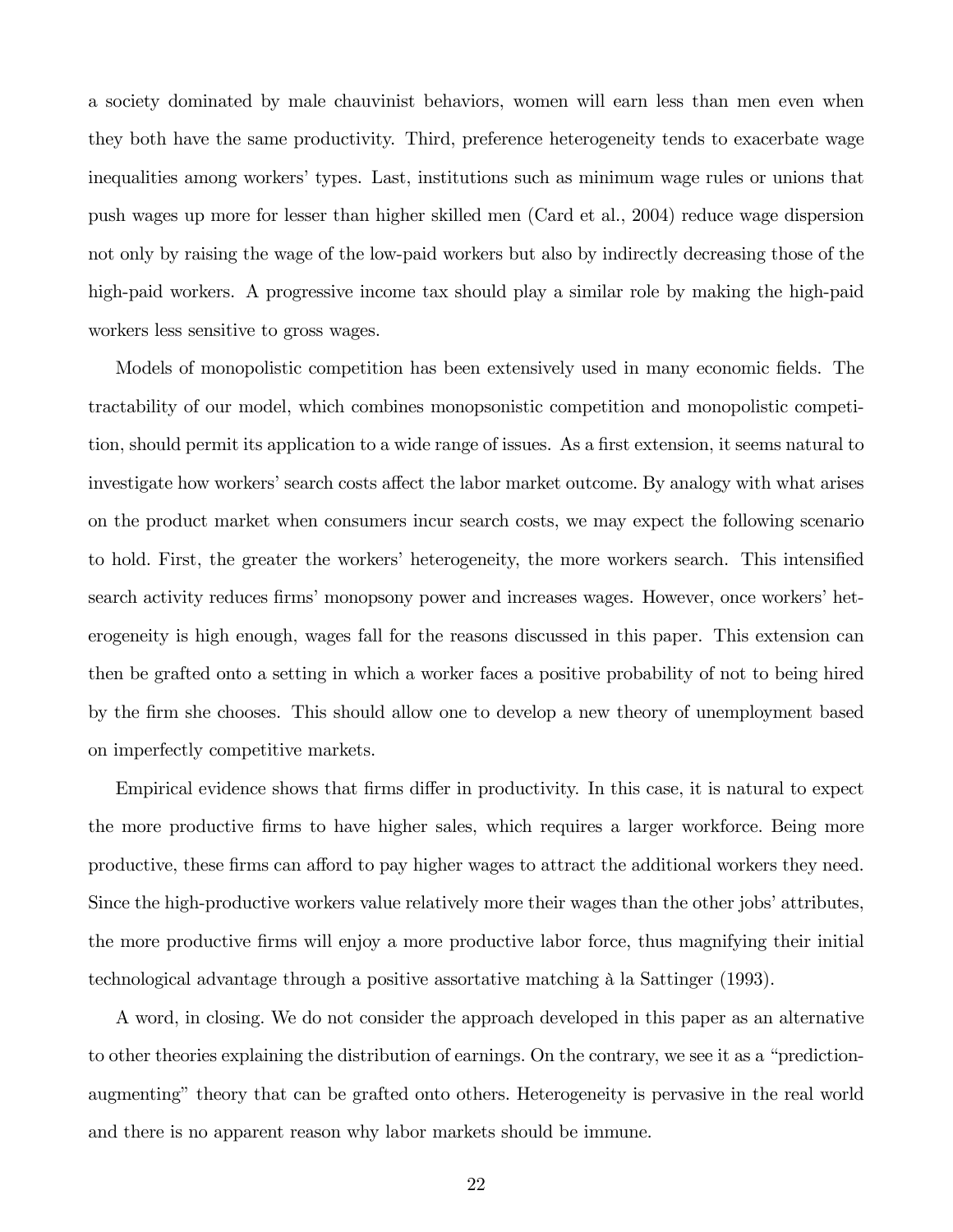a society dominated by male chauvinist behaviors, women will earn less than men even when they both have the same productivity. Third, preference heterogeneity tends to exacerbate wage inequalities among workers' types. Last, institutions such as minimum wage rules or unions that push wages up more for lesser than higher skilled men (Card et al., 2004) reduce wage dispersion not only by raising the wage of the low-paid workers but also by indirectly decreasing those of the high-paid workers. A progressive income tax should play a similar role by making the high-paid workers less sensitive to gross wages.

Models of monopolistic competition has been extensively used in many economic fields. The tractability of our model, which combines monopsonistic competition and monopolistic competition, should permit its application to a wide range of issues. As a first extension, it seems natural to investigate how workers' search costs affect the labor market outcome. By analogy with what arises on the product market when consumers incur search costs, we may expect the following scenario to hold. First, the greater the workers' heterogeneity, the more workers search. This intensified search activity reduces firms' monopsony power and increases wages. However, once workers' heterogeneity is high enough, wages fall for the reasons discussed in this paper. This extension can then be grafted onto a setting in which a worker faces a positive probability of not to being hired by the firm she chooses. This should allow one to develop a new theory of unemployment based on imperfectly competitive markets.

Empirical evidence shows that firms differ in productivity. In this case, it is natural to expect the more productive firms to have higher sales, which requires a larger workforce. Being more productive, these firms can afford to pay higher wages to attract the additional workers they need. Since the high-productive workers value relatively more their wages than the other jobs' attributes, the more productive firms will enjoy a more productive labor force, thus magnifying their initial technological advantage through a positive assortative matching à la Sattinger (1993).

A word, in closing. We do not consider the approach developed in this paper as an alternative to other theories explaining the distribution of earnings. On the contrary, we see it as a "prediction-augmenting" theory that can be grafted onto others. Heterogeneity is pervasive in the real world and there is no apparent reason why labor markets should be immune.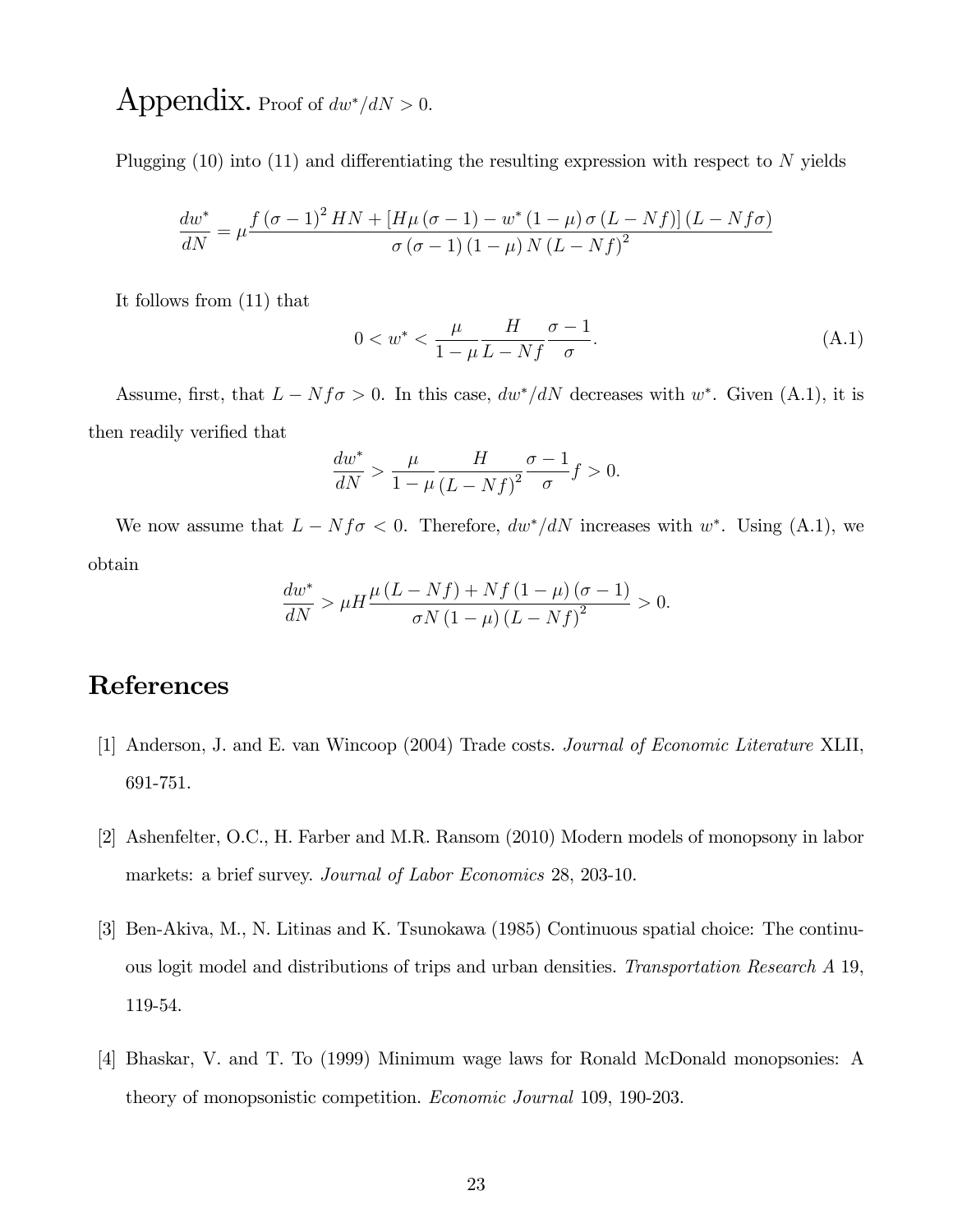# Appendix. Proof of $dw^*/dN > 0$.

Plugging (10) into (11) and differentiating the resulting expression with respect to $N$ yields

$$\frac{dw^*}{dN} = \mu \frac{f(\sigma-1)^2 HN + [H\mu(\sigma-1) - w^*(1-\mu)\sigma(L-Nf)](L-Nf\sigma)}{\sigma(\sigma-1)(1-\mu)N(L-Nf)^2}$$

It follows from (11) that

$$0 < w^* < \frac{\mu}{1-\mu}\frac{H}{L-Nf}\frac{\sigma-1}{\sigma}. \tag{A.1}$$

Assume, first, that $L - Nf\sigma > 0$. In this case, $dw^*/dN$ decreases with $w^*$. Given (A.1), it is then readily verified that

$$\frac{dw^*}{dN} > \frac{\mu}{1-\mu}\frac{H}{(L-Nf)^2}\frac{\sigma-1}{\sigma}f > 0.$$

We now assume that $L - Nf\sigma < 0$. Therefore, $dw^*/dN$ increases with $w^*$. Using (A.1), we obtain

$$\frac{dw^*}{dN} > \mu H \frac{\mu(L-Nf) + Nf(1-\mu)(\sigma-1)}{\sigma N(1-\mu)(L-Nf)^2} > 0.$$

# References

[1] Anderson, J. and E. van Wincoop (2004) Trade costs. *Journal of Economic Literature* XLII, 691-751.

[2] Ashenfelter, O.C., H. Farber and M.R. Ransom (2010) Modern models of monopsony in labor markets: a brief survey. *Journal of Labor Economics* 28, 203-10.

[3] Ben-Akiva, M., N. Litinas and K. Tsunokawa (1985) Continuous spatial choice: The continuous logit model and distributions of trips and urban densities. *Transportation Research A* 19, 119-54.

[4] Bhaskar, V. and T. To (1999) Minimum wage laws for Ronald McDonald monopsonies: A theory of monopsonistic competition. *Economic Journal* 109, 190-203.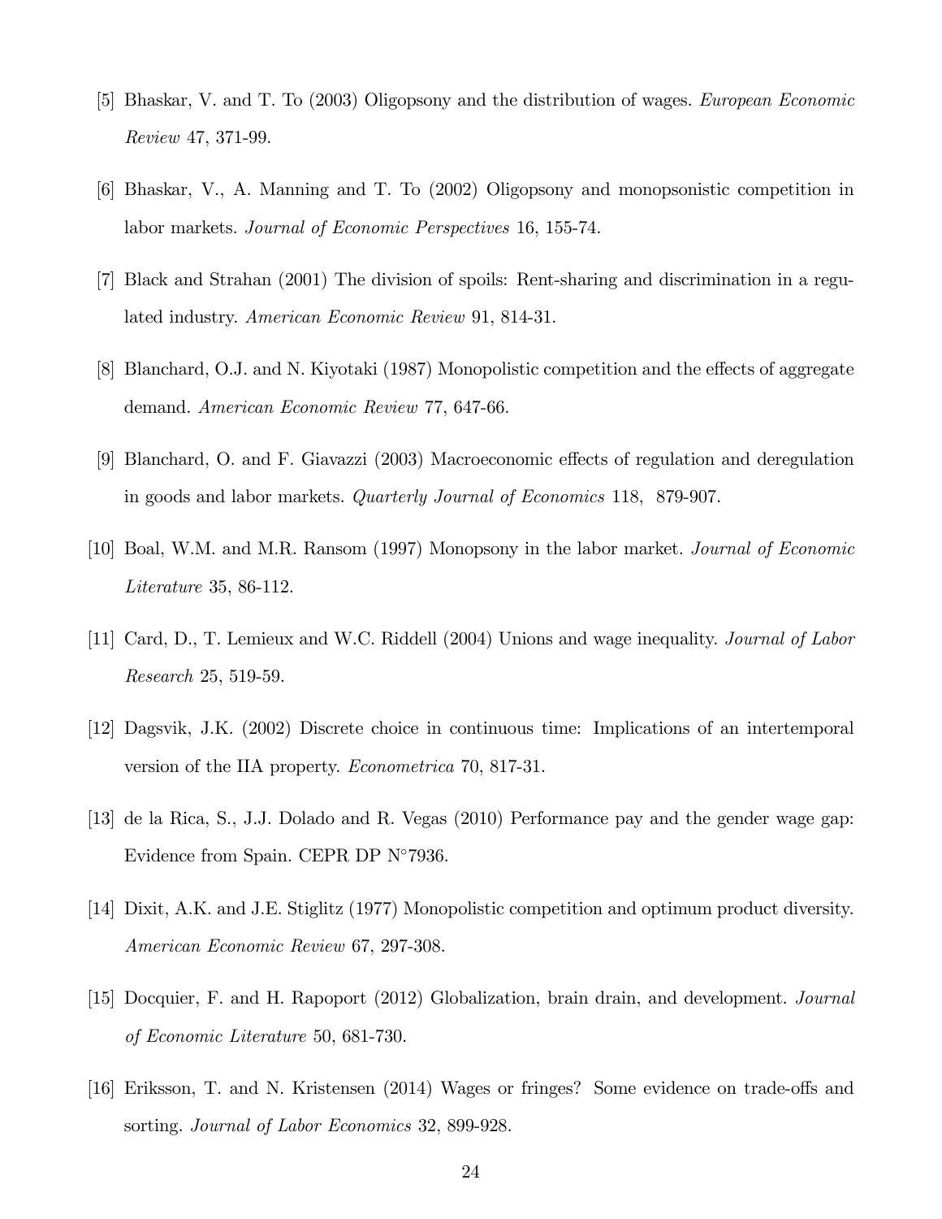[5] Bhaskar, V. and T. To (2003) Oligopsony and the distribution of wages. *European Economic Review* 47, 371-99.

[6] Bhaskar, V., A. Manning and T. To (2002) Oligopsony and monopsonistic competition in labor markets. *Journal of Economic Perspectives* 16, 155-74.

[7] Black and Strahan (2001) The division of spoils: Rent-sharing and discrimination in a regulated industry. *American Economic Review* 91, 814-31.

[8] Blanchard, O.J. and N. Kiyotaki (1987) Monopolistic competition and the effects of aggregate demand. *American Economic Review* 77, 647-66.

[9] Blanchard, O. and F. Giavazzi (2003) Macroeconomic effects of regulation and deregulation in goods and labor markets. *Quarterly Journal of Economics* 118, 879-907.

[10] Boal, W.M. and M.R. Ransom (1997) Monopsony in the labor market. *Journal of Economic Literature* 35, 86-112.

[11] Card, D., T. Lemieux and W.C. Riddell (2004) Unions and wage inequality. *Journal of Labor Research* 25, 519-59.

[12] Dagsvik, J.K. (2002) Discrete choice in continuous time: Implications of an intertemporal version of the IIA property. *Econometrica* 70, 817-31.

[13] de la Rica, S., J.J. Dolado and R. Vegas (2010) Performance pay and the gender wage gap: Evidence from Spain. CEPR DP N°7936.

[14] Dixit, A.K. and J.E. Stiglitz (1977) Monopolistic competition and optimum product diversity. *American Economic Review* 67, 297-308.

[15] Docquier, F. and H. Rapoport (2012) Globalization, brain drain, and development. *Journal of Economic Literature* 50, 681-730.

[16] Eriksson, T. and N. Kristensen (2014) Wages or fringes? Some evidence on trade-offs and sorting. *Journal of Labor Economics* 32, 899-928.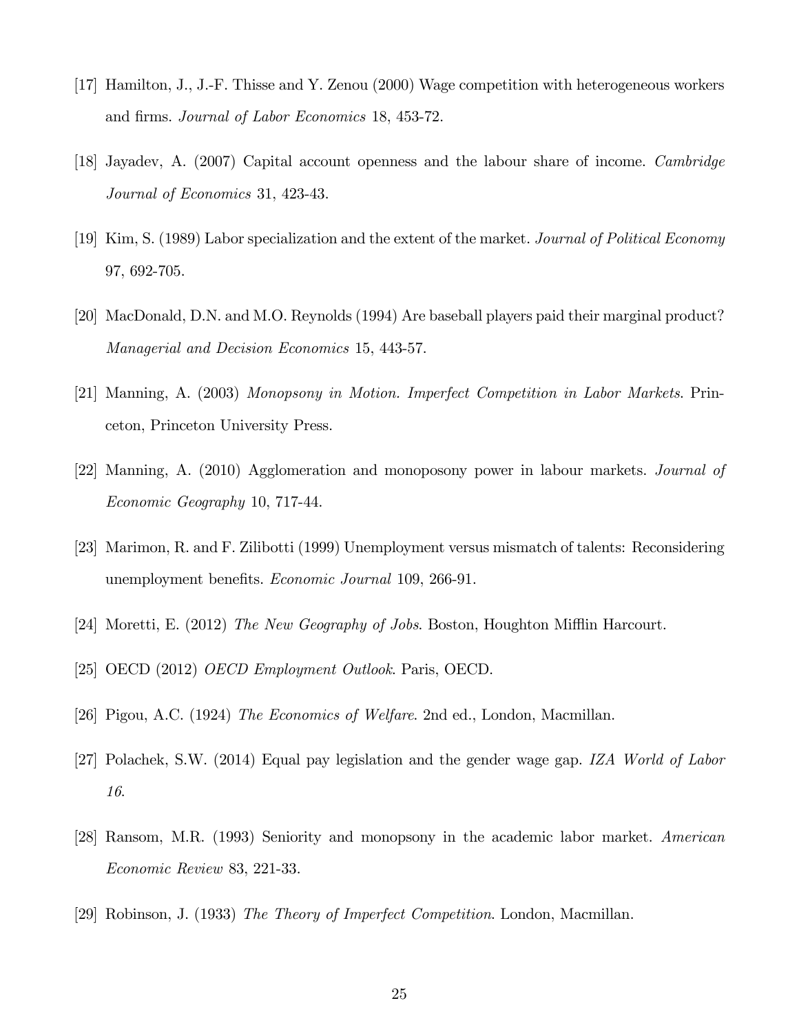[17] Hamilton, J., J.-F. Thisse and Y. Zenou (2000) Wage competition with heterogeneous workers and firms. *Journal of Labor Economics* 18, 453-72.

[18] Jayadev, A. (2007) Capital account openness and the labour share of income. *Cambridge Journal of Economics* 31, 423-43.

[19] Kim, S. (1989) Labor specialization and the extent of the market. *Journal of Political Economy* 97, 692-705.

[20] MacDonald, D.N. and M.O. Reynolds (1994) Are baseball players paid their marginal product? *Managerial and Decision Economics* 15, 443-57.

[21] Manning, A. (2003) *Monopsony in Motion. Imperfect Competition in Labor Markets*. Princeton, Princeton University Press.

[22] Manning, A. (2010) Agglomeration and monoposony power in labour markets. *Journal of Economic Geography* 10, 717-44.

[23] Marimon, R. and F. Zilibotti (1999) Unemployment versus mismatch of talents: Reconsidering unemployment benefits. *Economic Journal* 109, 266-91.

[24] Moretti, E. (2012) *The New Geography of Jobs*. Boston, Houghton Mifflin Harcourt.

[25] OECD (2012) *OECD Employment Outlook*. Paris, OECD.

[26] Pigou, A.C. (1924) *The Economics of Welfare*. 2nd ed., London, Macmillan.

[27] Polachek, S.W. (2014) Equal pay legislation and the gender wage gap. *IZA World of Labor 16*.

[28] Ransom, M.R. (1993) Seniority and monopsony in the academic labor market. *American Economic Review* 83, 221-33.

[29] Robinson, J. (1933) *The Theory of Imperfect Competition*. London, Macmillan.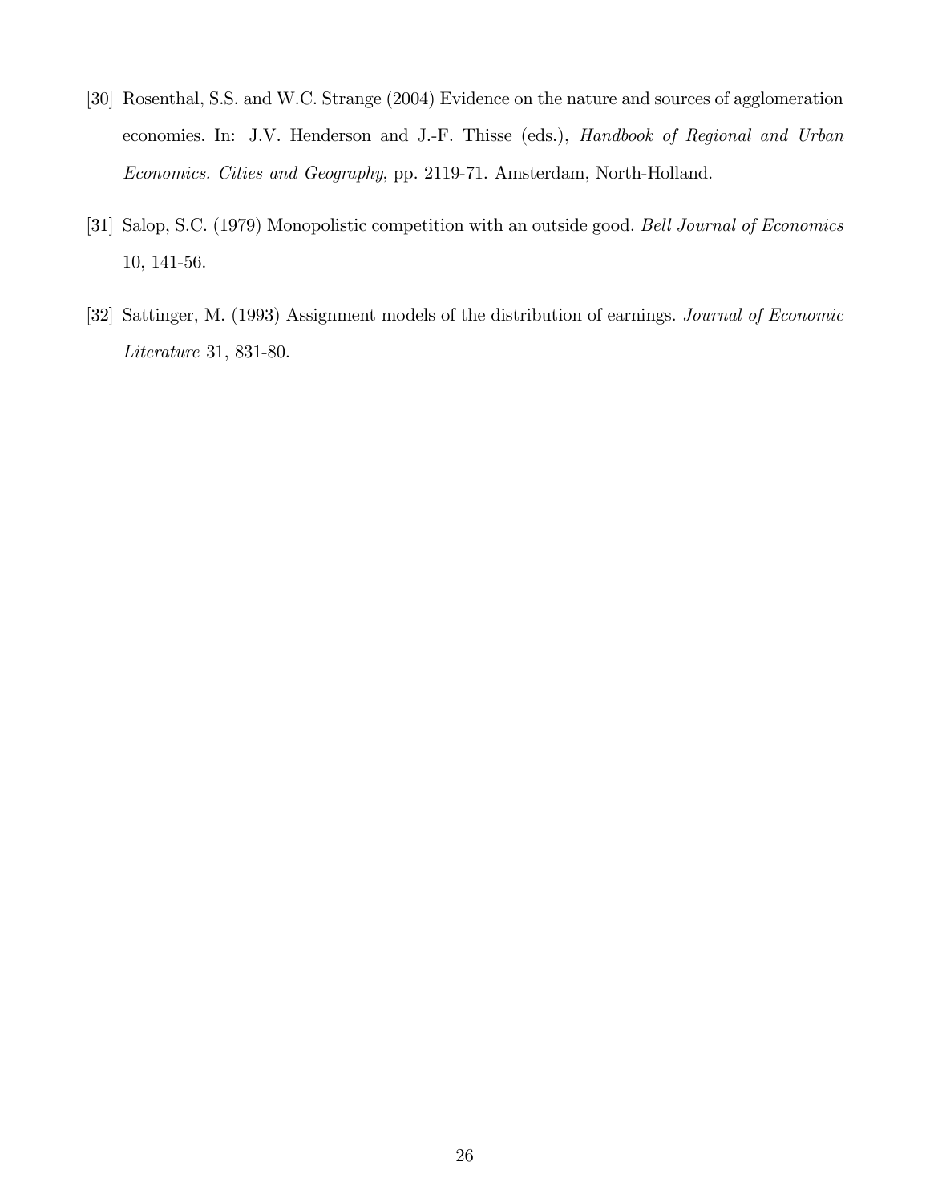[30] Rosenthal, S.S. and W.C. Strange (2004) Evidence on the nature and sources of agglomeration economies. In: J.V. Henderson and J.-F. Thisse (eds.), *Handbook of Regional and Urban Economics. Cities and Geography*, pp. 2119-71. Amsterdam, North-Holland.

[31] Salop, S.C. (1979) Monopolistic competition with an outside good. *Bell Journal of Economics* 10, 141-56.

[32] Sattinger, M. (1993) Assignment models of the distribution of earnings. *Journal of Economic Literature* 31, 831-80.